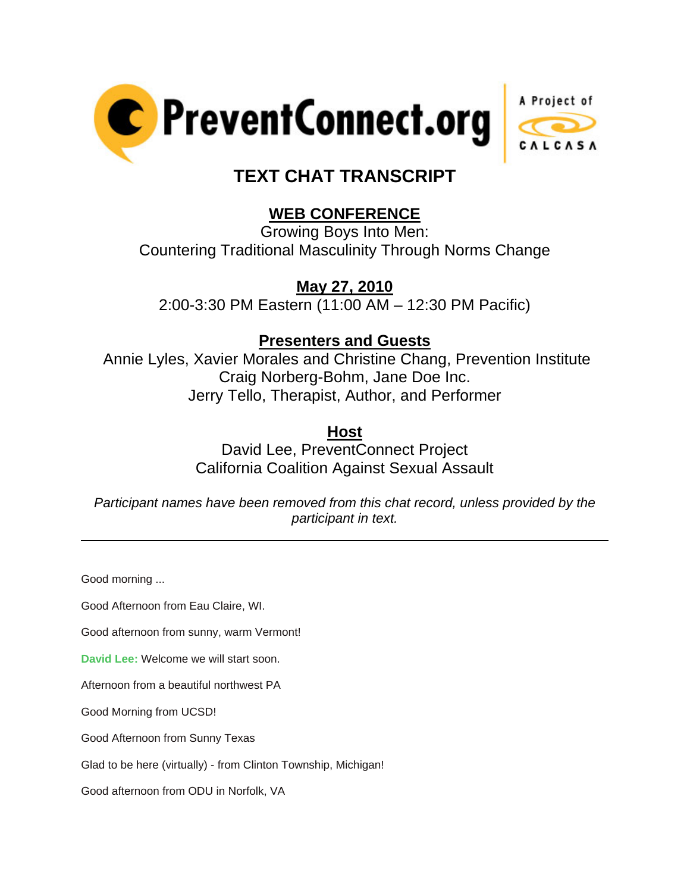PreventConnect.org — A Project of CALCASA

# TEXT CHAT TRANSCRIPT

## WEB CONFERENCE

Growing Boys Into Men:
Countering Traditional Masculinity Through Norms Change

## May 27, 2010

2:00-3:30 PM Eastern (11:00 AM – 12:30 PM Pacific)

## Presenters and Guests

Annie Lyles, Xavier Morales and Christine Chang, Prevention Institute
Craig Norberg-Bohm, Jane Doe Inc.
Jerry Tello, Therapist, Author, and Performer

## Host

David Lee, PreventConnect Project
California Coalition Against Sexual Assault

*Participant names have been removed from this chat record, unless provided by the participant in text.*

---

Good morning ...

Good Afternoon from Eau Claire, WI.

Good afternoon from sunny, warm Vermont!

**David Lee:** Welcome we will start soon.

Afternoon from a beautiful northwest PA

Good Morning from UCSD!

Good Afternoon from Sunny Texas

Glad to be here (virtually) - from Clinton Township, Michigan!

Good afternoon from ODU in Norfolk, VA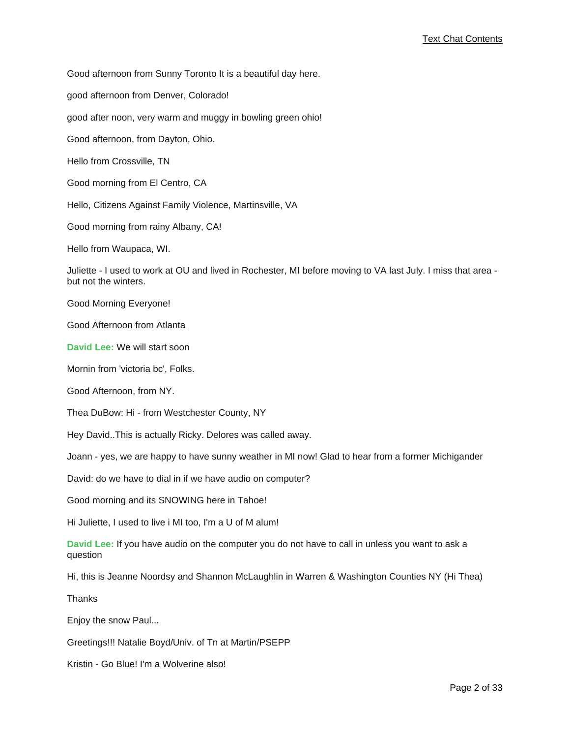Good afternoon from Sunny Toronto It is a beautiful day here.

good afternoon from Denver, Colorado!

good after noon, very warm and muggy in bowling green ohio!

Good afternoon, from Dayton, Ohio.

Hello from Crossville, TN

Good morning from El Centro, CA

Hello, Citizens Against Family Violence, Martinsville, VA

Good morning from rainy Albany, CA!

Hello from Waupaca, WI.

Juliette - I used to work at OU and lived in Rochester, MI before moving to VA last July. I miss that area - but not the winters.

Good Morning Everyone!

Good Afternoon from Atlanta

**David Lee:** We will start soon

Mornin from 'victoria bc', Folks.

Good Afternoon, from NY.

Thea DuBow: Hi - from Westchester County, NY

Hey David..This is actually Ricky. Delores was called away.

Joann - yes, we are happy to have sunny weather in MI now! Glad to hear from a former Michigander

David: do we have to dial in if we have audio on computer?

Good morning and its SNOWING here in Tahoe!

Hi Juliette, I used to live i MI too, I'm a U of M alum!

**David Lee:** If you have audio on the computer you do not have to call in unless you want to ask a question

Hi, this is Jeanne Noordsy and Shannon McLaughlin in Warren & Washington Counties NY (Hi Thea)

Thanks

Enjoy the snow Paul...

Greetings!!! Natalie Boyd/Univ. of Tn at Martin/PSEPP

Kristin - Go Blue! I'm a Wolverine also!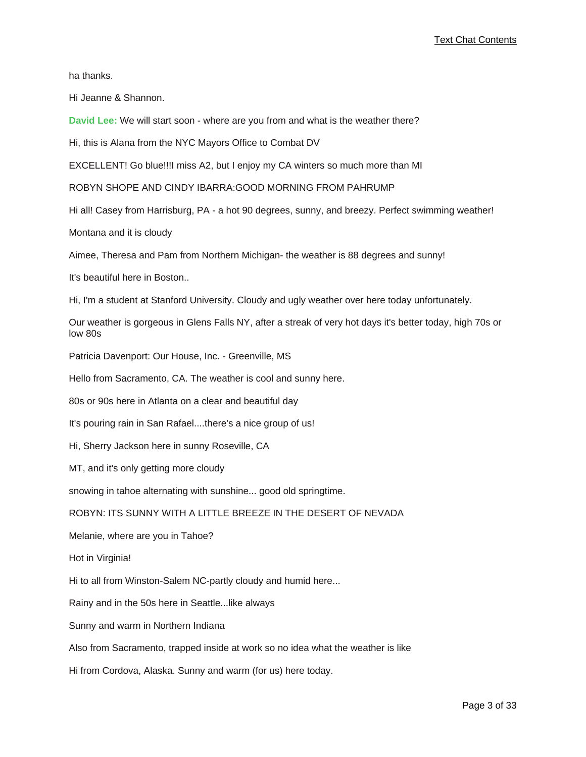ha thanks.

Hi Jeanne & Shannon.

**David Lee:** We will start soon - where are you from and what is the weather there?

Hi, this is Alana from the NYC Mayors Office to Combat DV

EXCELLENT! Go blue!!!I miss A2, but I enjoy my CA winters so much more than MI

ROBYN SHOPE AND CINDY IBARRA:GOOD MORNING FROM PAHRUMP

Hi all! Casey from Harrisburg, PA - a hot 90 degrees, sunny, and breezy. Perfect swimming weather!

Montana and it is cloudy

Aimee, Theresa and Pam from Northern Michigan- the weather is 88 degrees and sunny!

It's beautiful here in Boston..

Hi, I'm a student at Stanford University. Cloudy and ugly weather over here today unfortunately.

Our weather is gorgeous in Glens Falls NY, after a streak of very hot days it's better today, high 70s or low 80s

Patricia Davenport: Our House, Inc. - Greenville, MS

Hello from Sacramento, CA. The weather is cool and sunny here.

80s or 90s here in Atlanta on a clear and beautiful day

It's pouring rain in San Rafael....there's a nice group of us!

Hi, Sherry Jackson here in sunny Roseville, CA

MT, and it's only getting more cloudy

snowing in tahoe alternating with sunshine... good old springtime.

ROBYN: ITS SUNNY WITH A LITTLE BREEZE IN THE DESERT OF NEVADA

Melanie, where are you in Tahoe?

Hot in Virginia!

Hi to all from Winston-Salem NC-partly cloudy and humid here...

Rainy and in the 50s here in Seattle...like always

Sunny and warm in Northern Indiana

Also from Sacramento, trapped inside at work so no idea what the weather is like

Hi from Cordova, Alaska. Sunny and warm (for us) here today.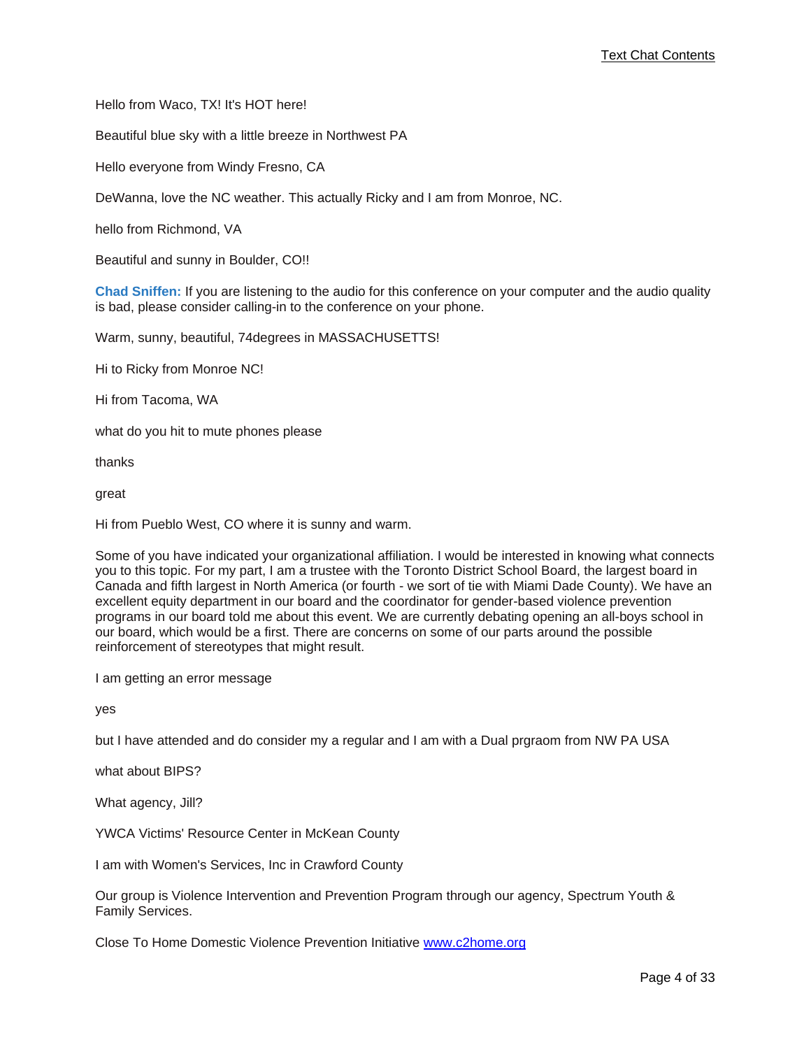Hello from Waco, TX! It's HOT here!

Beautiful blue sky with a little breeze in Northwest PA

Hello everyone from Windy Fresno, CA

DeWanna, love the NC weather. This actually Ricky and I am from Monroe, NC.

hello from Richmond, VA

Beautiful and sunny in Boulder, CO!!

**Chad Sniffen:** If you are listening to the audio for this conference on your computer and the audio quality is bad, please consider calling-in to the conference on your phone.

Warm, sunny, beautiful, 74degrees in MASSACHUSETTS!

Hi to Ricky from Monroe NC!

Hi from Tacoma, WA

what do you hit to mute phones please

thanks

great

Hi from Pueblo West, CO where it is sunny and warm.

Some of you have indicated your organizational affiliation. I would be interested in knowing what connects you to this topic. For my part, I am a trustee with the Toronto District School Board, the largest board in Canada and fifth largest in North America (or fourth - we sort of tie with Miami Dade County). We have an excellent equity department in our board and the coordinator for gender-based violence prevention programs in our board told me about this event. We are currently debating opening an all-boys school in our board, which would be a first. There are concerns on some of our parts around the possible reinforcement of stereotypes that might result.

I am getting an error message

yes

but I have attended and do consider my a regular and I am with a Dual prgraom from NW PA USA

what about BIPS?

What agency, Jill?

YWCA Victims' Resource Center in McKean County

I am with Women's Services, Inc in Crawford County

Our group is Violence Intervention and Prevention Program through our agency, Spectrum Youth & Family Services.

Close To Home Domestic Violence Prevention Initiative [www.c2home.org](http://www.c2home.org)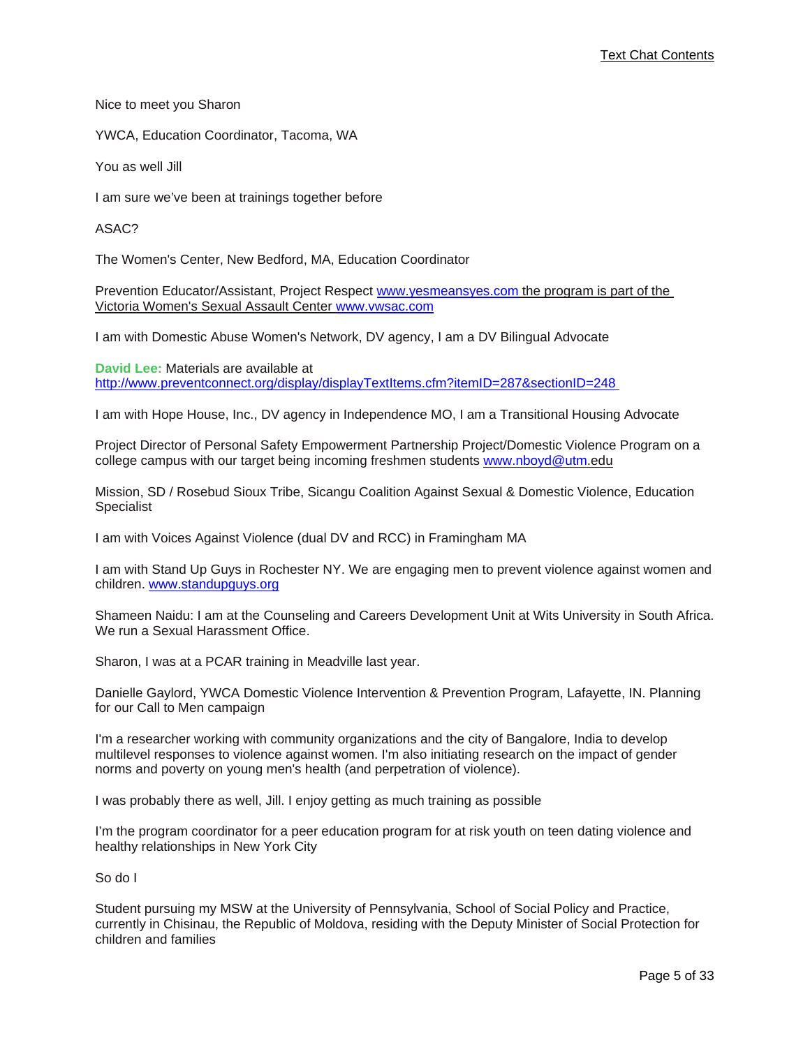Nice to meet you Sharon

YWCA, Education Coordinator, Tacoma, WA

You as well Jill

I am sure we've been at trainings together before

ASAC?

The Women's Center, New Bedford, MA, Education Coordinator

Prevention Educator/Assistant, Project Respect www.yesmeansyes.com the program is part of the Victoria Women's Sexual Assault Center www.vwsac.com

I am with Domestic Abuse Women's Network, DV agency, I am a DV Bilingual Advocate

**David Lee:** Materials are available at http://www.preventconnect.org/display/displayTextItems.cfm?itemID=287&sectionID=248

I am with Hope House, Inc., DV agency in Independence MO, I am a Transitional Housing Advocate

Project Director of Personal Safety Empowerment Partnership Project/Domestic Violence Program on a college campus with our target being incoming freshmen students www.nboyd@utm.edu

Mission, SD / Rosebud Sioux Tribe, Sicangu Coalition Against Sexual & Domestic Violence, Education Specialist

I am with Voices Against Violence (dual DV and RCC) in Framingham MA

I am with Stand Up Guys in Rochester NY. We are engaging men to prevent violence against women and children. www.standupguys.org

Shameen Naidu: I am at the Counseling and Careers Development Unit at Wits University in South Africa. We run a Sexual Harassment Office.

Sharon, I was at a PCAR training in Meadville last year.

Danielle Gaylord, YWCA Domestic Violence Intervention & Prevention Program, Lafayette, IN. Planning for our Call to Men campaign

I'm a researcher working with community organizations and the city of Bangalore, India to develop multilevel responses to violence against women. I'm also initiating research on the impact of gender norms and poverty on young men's health (and perpetration of violence).

I was probably there as well, Jill. I enjoy getting as much training as possible

I'm the program coordinator for a peer education program for at risk youth on teen dating violence and healthy relationships in New York City

So do I

Student pursuing my MSW at the University of Pennsylvania, School of Social Policy and Practice, currently in Chisinau, the Republic of Moldova, residing with the Deputy Minister of Social Protection for children and families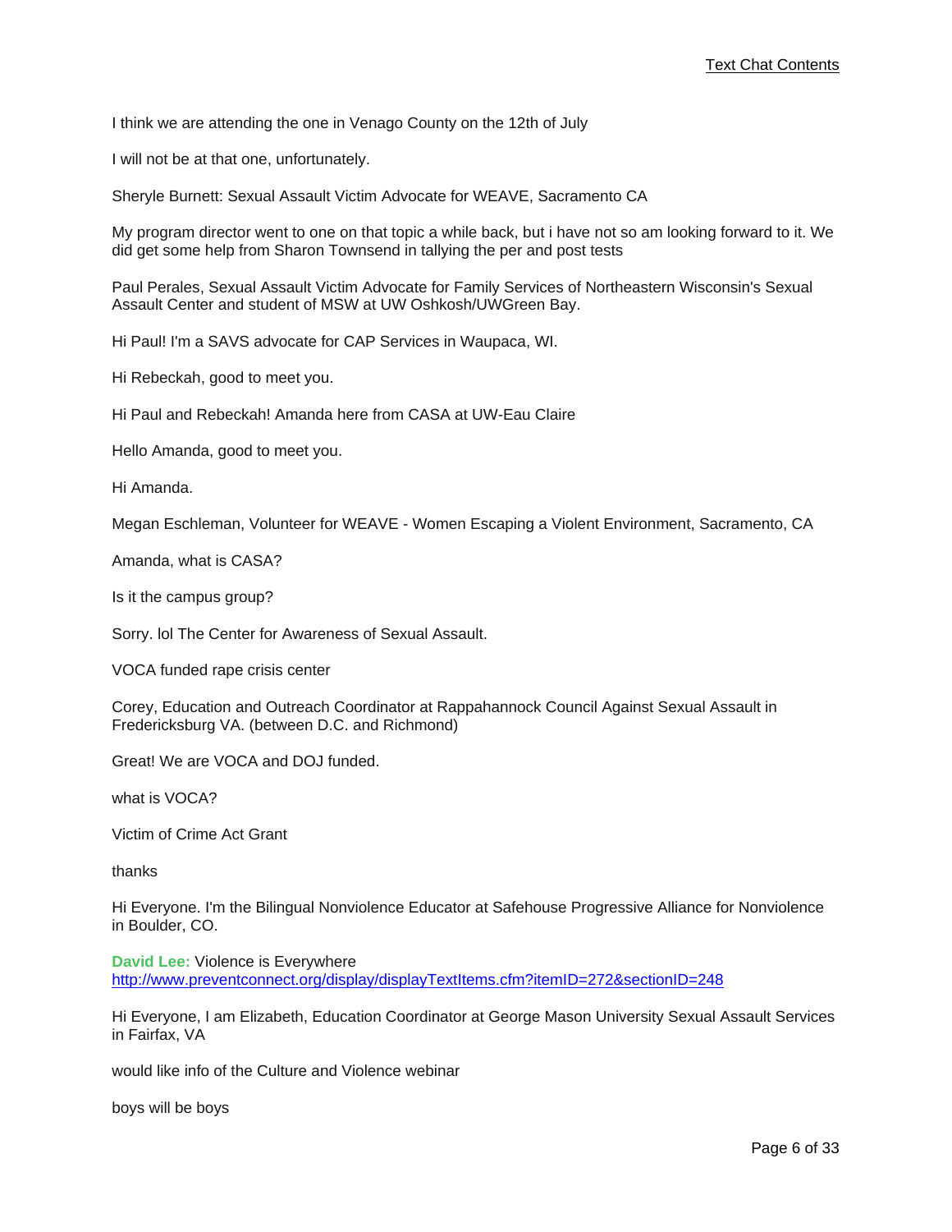I think we are attending the one in Venago County on the 12th of July

I will not be at that one, unfortunately.

Sheryle Burnett: Sexual Assault Victim Advocate for WEAVE, Sacramento CA

My program director went to one on that topic a while back, but i have not so am looking forward to it. We did get some help from Sharon Townsend in tallying the per and post tests

Paul Perales, Sexual Assault Victim Advocate for Family Services of Northeastern Wisconsin's Sexual Assault Center and student of MSW at UW Oshkosh/UWGreen Bay.

Hi Paul! I'm a SAVS advocate for CAP Services in Waupaca, WI.

Hi Rebeckah, good to meet you.

Hi Paul and Rebeckah! Amanda here from CASA at UW-Eau Claire

Hello Amanda, good to meet you.

Hi Amanda.

Megan Eschleman, Volunteer for WEAVE - Women Escaping a Violent Environment, Sacramento, CA

Amanda, what is CASA?

Is it the campus group?

Sorry. lol The Center for Awareness of Sexual Assault.

VOCA funded rape crisis center

Corey, Education and Outreach Coordinator at Rappahannock Council Against Sexual Assault in Fredericksburg VA. (between D.C. and Richmond)

Great! We are VOCA and DOJ funded.

what is VOCA?

Victim of Crime Act Grant

thanks

Hi Everyone. I'm the Bilingual Nonviolence Educator at Safehouse Progressive Alliance for Nonviolence in Boulder, CO.

**David Lee:** Violence is Everywhere
http://www.preventconnect.org/display/displayTextItems.cfm?itemID=272&sectionID=248

Hi Everyone, I am Elizabeth, Education Coordinator at George Mason University Sexual Assault Services in Fairfax, VA

would like info of the Culture and Violence webinar

boys will be boys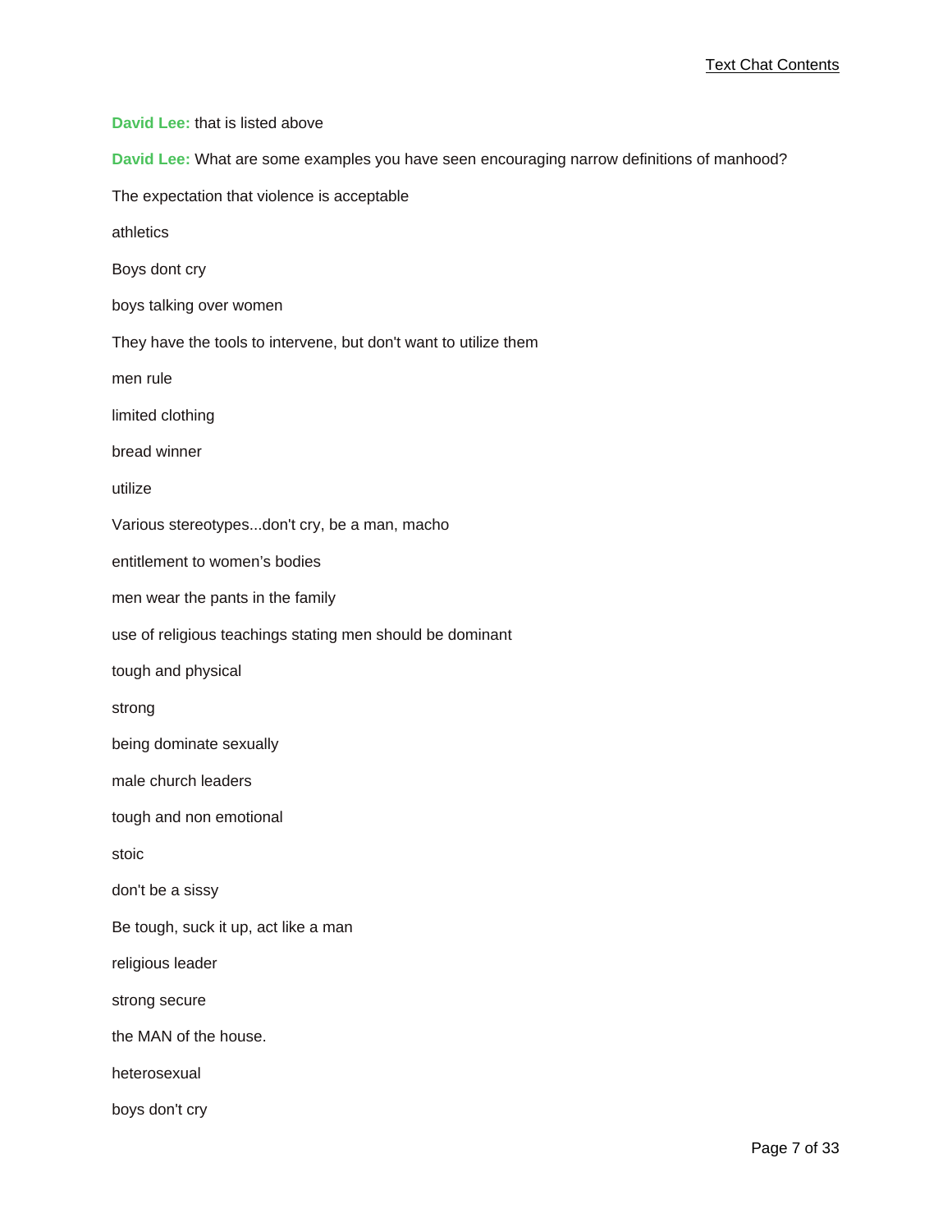**David Lee:** that is listed above

**David Lee:** What are some examples you have seen encouraging narrow definitions of manhood?

The expectation that violence is acceptable

athletics

Boys dont cry

boys talking over women

They have the tools to intervene, but don't want to utilize them

men rule

limited clothing

bread winner

utilize

Various stereotypes...don't cry, be a man, macho

entitlement to women's bodies

men wear the pants in the family

use of religious teachings stating men should be dominant

tough and physical

strong

being dominate sexually

male church leaders

tough and non emotional

stoic

don't be a sissy

Be tough, suck it up, act like a man

religious leader

strong secure

the MAN of the house.

heterosexual

boys don't cry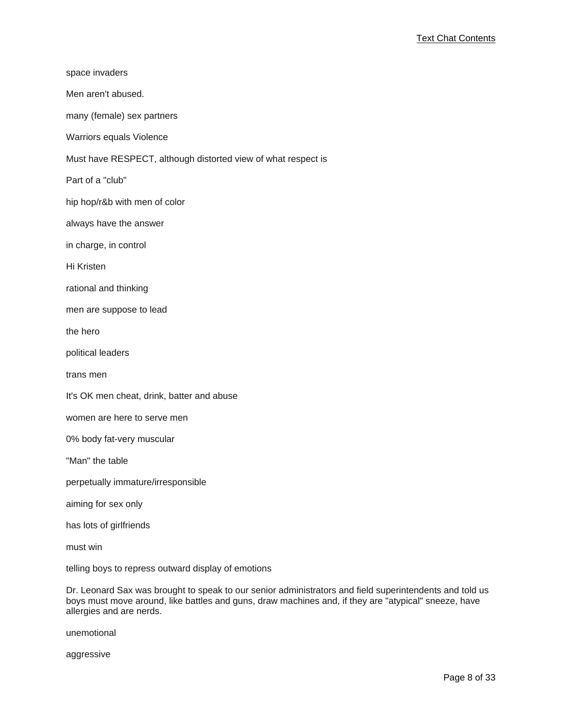space invaders

Men aren't abused.

many (female) sex partners

Warriors equals Violence

Must have RESPECT, although distorted view of what respect is

Part of a "club"

hip hop/r&b with men of color

always have the answer

in charge, in control

Hi Kristen

rational and thinking

men are suppose to lead

the hero

political leaders

trans men

It's OK men cheat, drink, batter and abuse

women are here to serve men

0% body fat-very muscular

"Man" the table

perpetually immature/irresponsible

aiming for sex only

has lots of girlfriends

must win

telling boys to repress outward display of emotions

Dr. Leonard Sax was brought to speak to our senior administrators and field superintendents and told us boys must move around, like battles and guns, draw machines and, if they are "atypical" sneeze, have allergies and are nerds.

unemotional

aggressive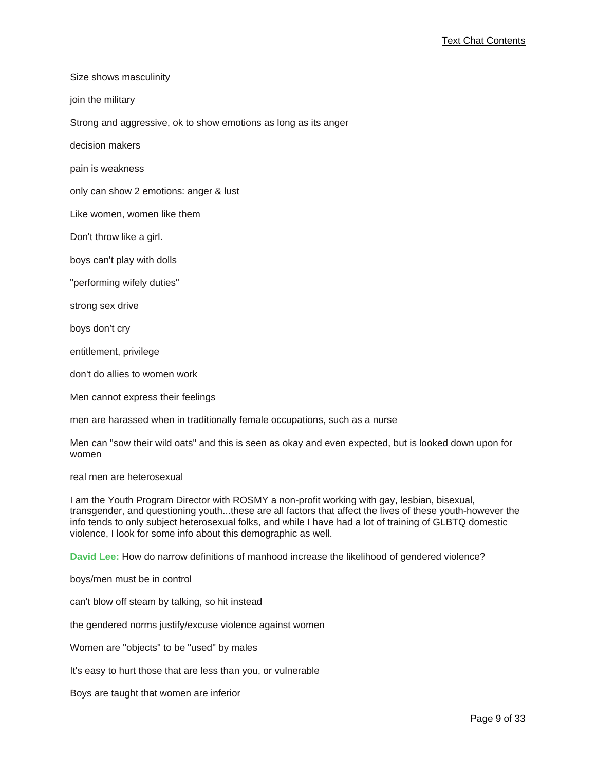Size shows masculinity

join the military

Strong and aggressive, ok to show emotions as long as its anger

decision makers

pain is weakness

only can show 2 emotions: anger & lust

Like women, women like them

Don't throw like a girl.

boys can't play with dolls

"performing wifely duties"

strong sex drive

boys don't cry

entitlement, privilege

don't do allies to women work

Men cannot express their feelings

men are harassed when in traditionally female occupations, such as a nurse

Men can "sow their wild oats" and this is seen as okay and even expected, but is looked down upon for women

real men are heterosexual

I am the Youth Program Director with ROSMY a non-profit working with gay, lesbian, bisexual, transgender, and questioning youth...these are all factors that affect the lives of these youth-however the info tends to only subject heterosexual folks, and while I have had a lot of training of GLBTQ domestic violence, I look for some info about this demographic as well.

**David Lee:** How do narrow definitions of manhood increase the likelihood of gendered violence?

boys/men must be in control

can't blow off steam by talking, so hit instead

the gendered norms justify/excuse violence against women

Women are "objects" to be "used" by males

It's easy to hurt those that are less than you, or vulnerable

Boys are taught that women are inferior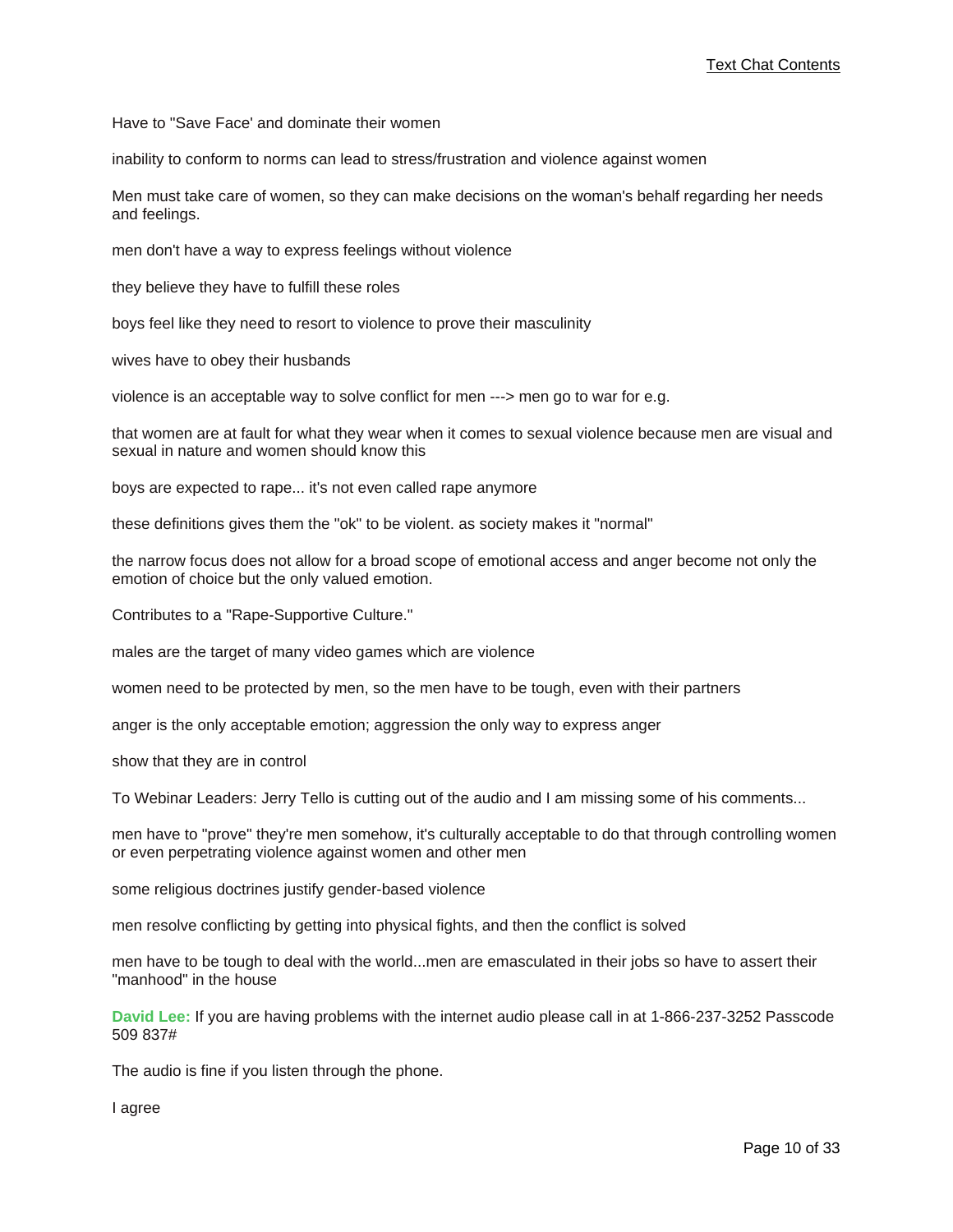Have to "Save Face' and dominate their women

inability to conform to norms can lead to stress/frustration and violence against women

Men must take care of women, so they can make decisions on the woman's behalf regarding her needs and feelings.

men don't have a way to express feelings without violence

they believe they have to fulfill these roles

boys feel like they need to resort to violence to prove their masculinity

wives have to obey their husbands

violence is an acceptable way to solve conflict for men ---> men go to war for e.g.

that women are at fault for what they wear when it comes to sexual violence because men are visual and sexual in nature and women should know this

boys are expected to rape... it's not even called rape anymore

these definitions gives them the "ok" to be violent. as society makes it "normal"

the narrow focus does not allow for a broad scope of emotional access and anger become not only the emotion of choice but the only valued emotion.

Contributes to a "Rape-Supportive Culture."

males are the target of many video games which are violence

women need to be protected by men, so the men have to be tough, even with their partners

anger is the only acceptable emotion; aggression the only way to express anger

show that they are in control

To Webinar Leaders: Jerry Tello is cutting out of the audio and I am missing some of his comments...

men have to "prove" they're men somehow, it's culturally acceptable to do that through controlling women or even perpetrating violence against women and other men

some religious doctrines justify gender-based violence

men resolve conflicting by getting into physical fights, and then the conflict is solved

men have to be tough to deal with the world...men are emasculated in their jobs so have to assert their "manhood" in the house

**David Lee:** If you are having problems with the internet audio please call in at 1-866-237-3252 Passcode 509 837#

The audio is fine if you listen through the phone.

I agree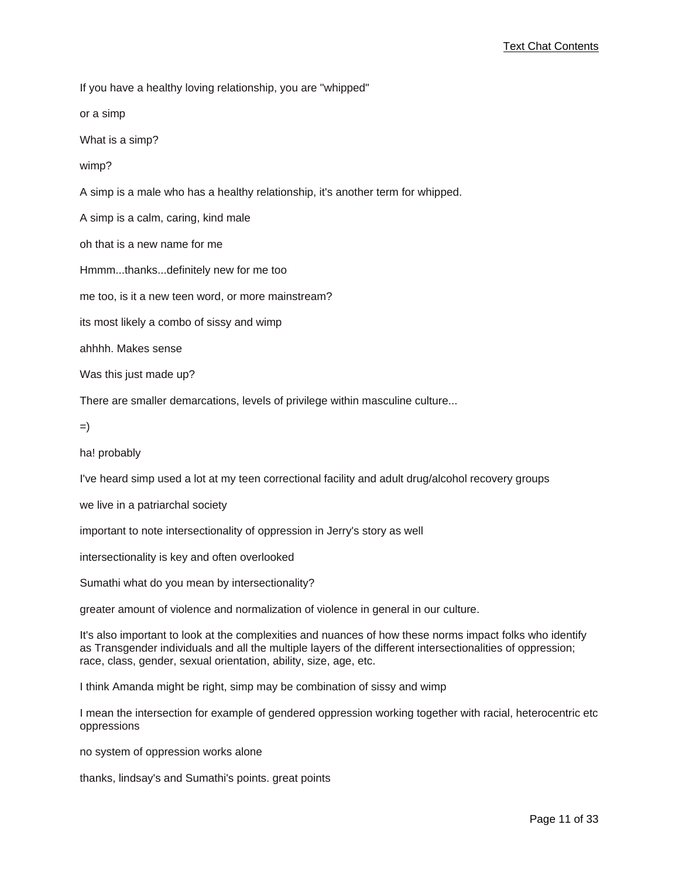If you have a healthy loving relationship, you are "whipped"

or a simp

What is a simp?

wimp?

A simp is a male who has a healthy relationship, it's another term for whipped.

A simp is a calm, caring, kind male

oh that is a new name for me

Hmmm...thanks...definitely new for me too

me too, is it a new teen word, or more mainstream?

its most likely a combo of sissy and wimp

ahhhh. Makes sense

Was this just made up?

There are smaller demarcations, levels of privilege within masculine culture...

=)

ha! probably

I've heard simp used a lot at my teen correctional facility and adult drug/alcohol recovery groups

we live in a patriarchal society

important to note intersectionality of oppression in Jerry's story as well

intersectionality is key and often overlooked

Sumathi what do you mean by intersectionality?

greater amount of violence and normalization of violence in general in our culture.

It's also important to look at the complexities and nuances of how these norms impact folks who identify as Transgender individuals and all the multiple layers of the different intersectionalities of oppression; race, class, gender, sexual orientation, ability, size, age, etc.

I think Amanda might be right, simp may be combination of sissy and wimp

I mean the intersection for example of gendered oppression working together with racial, heterocentric etc oppressions

no system of oppression works alone

thanks, lindsay's and Sumathi's points. great points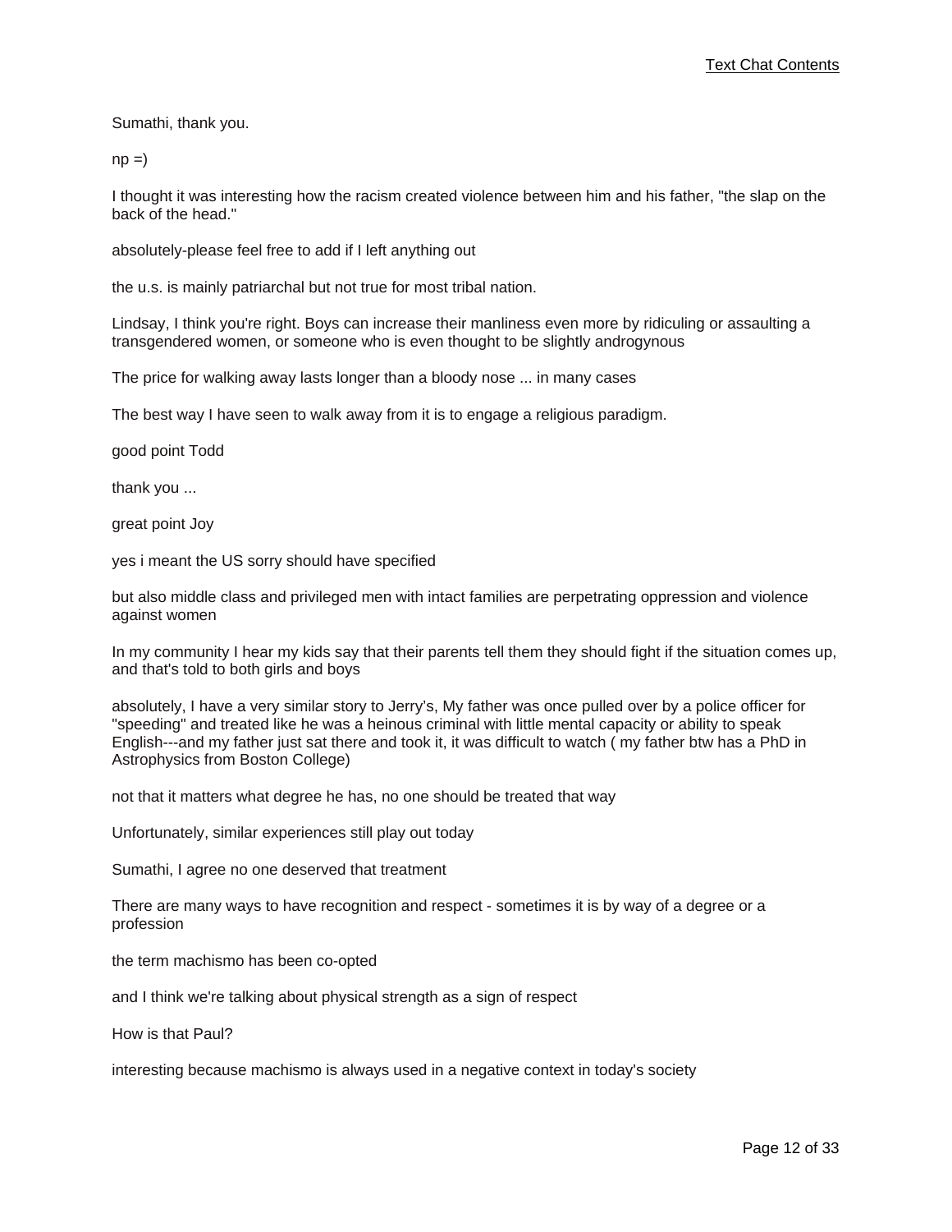Sumathi, thank you.

np =)

I thought it was interesting how the racism created violence between him and his father, "the slap on the back of the head."

absolutely-please feel free to add if I left anything out

the u.s. is mainly patriarchal but not true for most tribal nation.

Lindsay, I think you're right. Boys can increase their manliness even more by ridiculing or assaulting a transgendered women, or someone who is even thought to be slightly androgynous

The price for walking away lasts longer than a bloody nose ... in many cases

The best way I have seen to walk away from it is to engage a religious paradigm.

good point Todd

thank you ...

great point Joy

yes i meant the US sorry should have specified

but also middle class and privileged men with intact families are perpetrating oppression and violence against women

In my community I hear my kids say that their parents tell them they should fight if the situation comes up, and that's told to both girls and boys

absolutely, I have a very similar story to Jerry's, My father was once pulled over by a police officer for "speeding" and treated like he was a heinous criminal with little mental capacity or ability to speak English---and my father just sat there and took it, it was difficult to watch ( my father btw has a PhD in Astrophysics from Boston College)

not that it matters what degree he has, no one should be treated that way

Unfortunately, similar experiences still play out today

Sumathi, I agree no one deserved that treatment

There are many ways to have recognition and respect - sometimes it is by way of a degree or a profession

the term machismo has been co-opted

and I think we're talking about physical strength as a sign of respect

How is that Paul?

interesting because machismo is always used in a negative context in today's society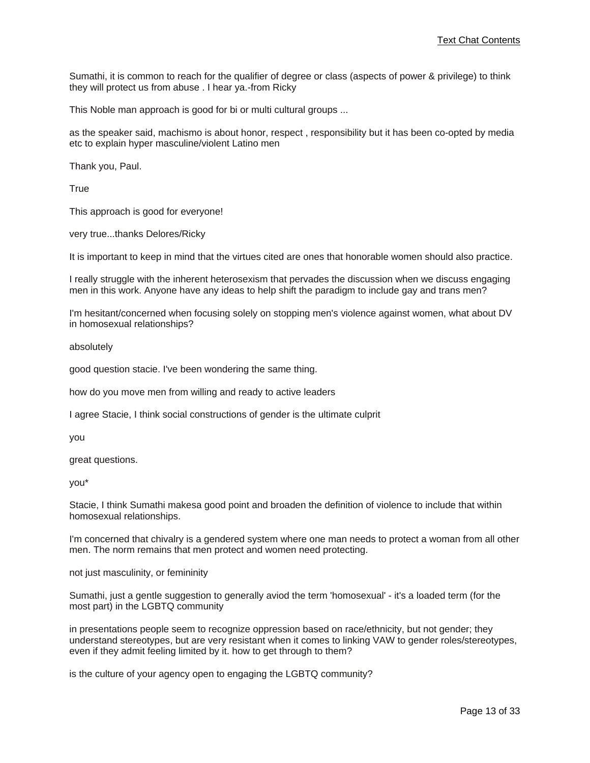Sumathi, it is common to reach for the qualifier of degree or class (aspects of power & privilege) to think they will protect us from abuse . I hear ya.-from Ricky

This Noble man approach is good for bi or multi cultural groups ...

as the speaker said, machismo is about honor, respect , responsibility but it has been co-opted by media etc to explain hyper masculine/violent Latino men

Thank you, Paul.

True

This approach is good for everyone!

very true...thanks Delores/Ricky

It is important to keep in mind that the virtues cited are ones that honorable women should also practice.

I really struggle with the inherent heterosexism that pervades the discussion when we discuss engaging men in this work. Anyone have any ideas to help shift the paradigm to include gay and trans men?

I'm hesitant/concerned when focusing solely on stopping men's violence against women, what about DV in homosexual relationships?

absolutely

good question stacie. I've been wondering the same thing.

how do you move men from willing and ready to active leaders

I agree Stacie, I think social constructions of gender is the ultimate culprit

you

great questions.

you*

Stacie, I think Sumathi makesa good point and broaden the definition of violence to include that within homosexual relationships.

I'm concerned that chivalry is a gendered system where one man needs to protect a woman from all other men. The norm remains that men protect and women need protecting.

not just masculinity, or femininity

Sumathi, just a gentle suggestion to generally aviod the term 'homosexual' - it's a loaded term (for the most part) in the LGBTQ community

in presentations people seem to recognize oppression based on race/ethnicity, but not gender; they understand stereotypes, but are very resistant when it comes to linking VAW to gender roles/stereotypes, even if they admit feeling limited by it. how to get through to them?

is the culture of your agency open to engaging the LGBTQ community?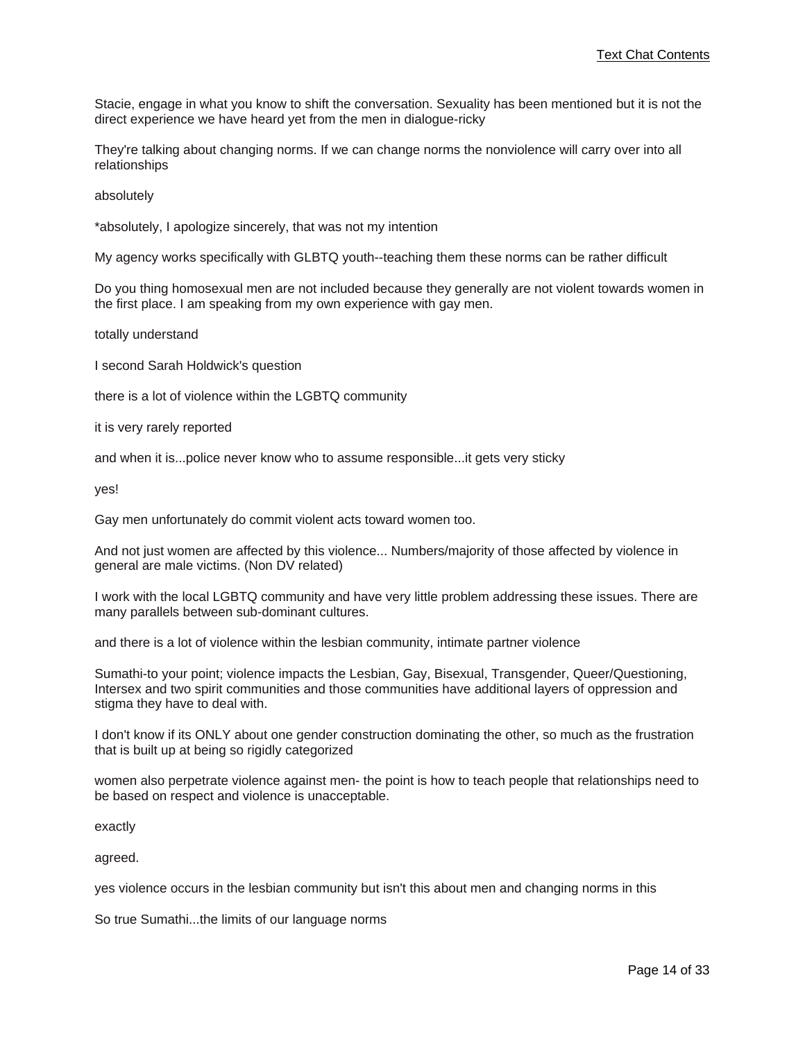Stacie, engage in what you know to shift the conversation. Sexuality has been mentioned but it is not the direct experience we have heard yet from the men in dialogue-ricky

They're talking about changing norms. If we can change norms the nonviolence will carry over into all relationships

absolutely

*absolutely, I apologize sincerely, that was not my intention

My agency works specifically with GLBTQ youth--teaching them these norms can be rather difficult

Do you thing homosexual men are not included because they generally are not violent towards women in the first place. I am speaking from my own experience with gay men.

totally understand

I second Sarah Holdwick's question

there is a lot of violence within the LGBTQ community

it is very rarely reported

and when it is...police never know who to assume responsible...it gets very sticky

yes!

Gay men unfortunately do commit violent acts toward women too.

And not just women are affected by this violence... Numbers/majority of those affected by violence in general are male victims. (Non DV related)

I work with the local LGBTQ community and have very little problem addressing these issues. There are many parallels between sub-dominant cultures.

and there is a lot of violence within the lesbian community, intimate partner violence

Sumathi-to your point; violence impacts the Lesbian, Gay, Bisexual, Transgender, Queer/Questioning, Intersex and two spirit communities and those communities have additional layers of oppression and stigma they have to deal with.

I don't know if its ONLY about one gender construction dominating the other, so much as the frustration that is built up at being so rigidly categorized

women also perpetrate violence against men- the point is how to teach people that relationships need to be based on respect and violence is unacceptable.

exactly

agreed.

yes violence occurs in the lesbian community but isn't this about men and changing norms in this

So true Sumathi...the limits of our language norms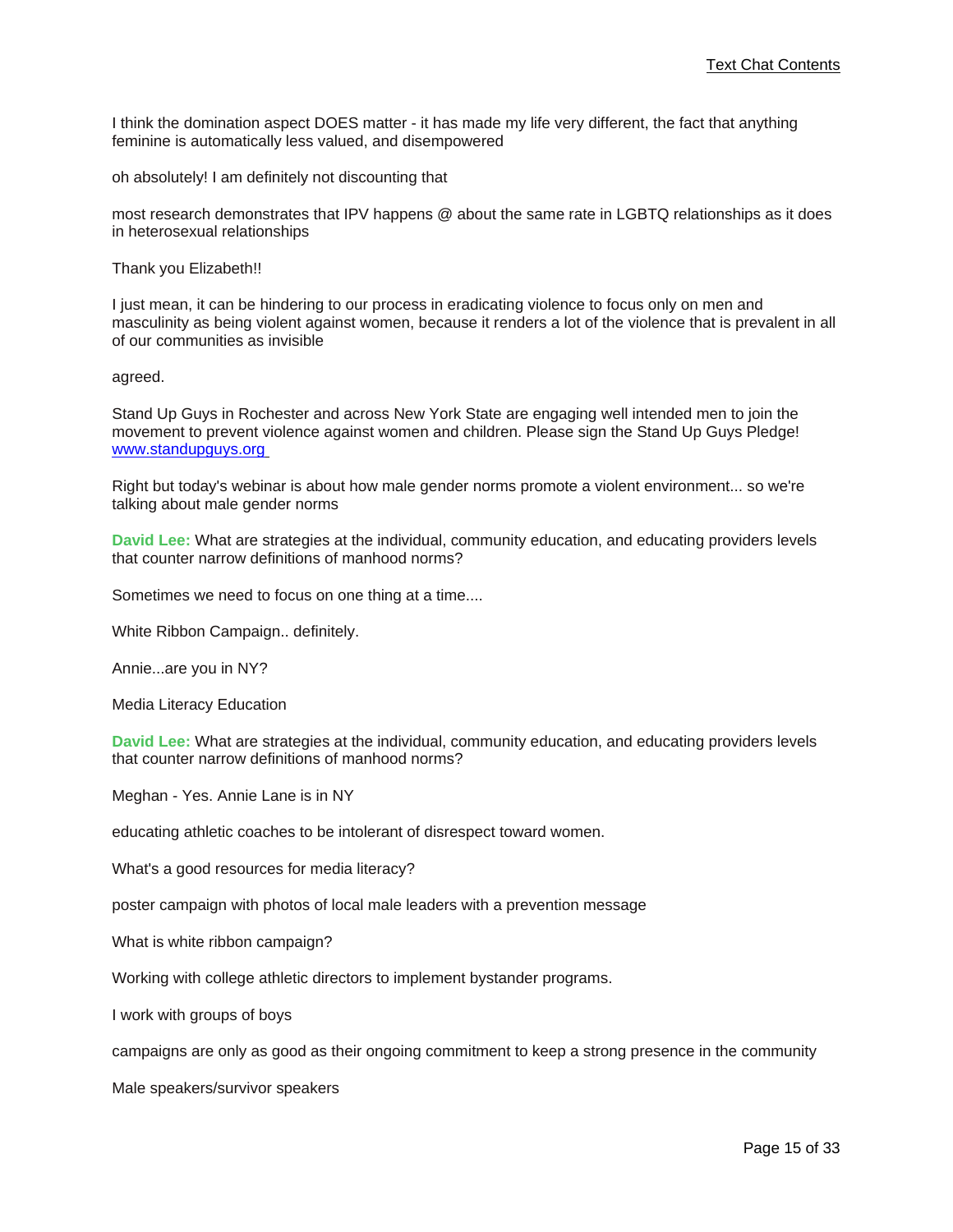I think the domination aspect DOES matter - it has made my life very different, the fact that anything feminine is automatically less valued, and disempowered

oh absolutely! I am definitely not discounting that

most research demonstrates that IPV happens @ about the same rate in LGBTQ relationships as it does in heterosexual relationships

Thank you Elizabeth!!

I just mean, it can be hindering to our process in eradicating violence to focus only on men and masculinity as being violent against women, because it renders a lot of the violence that is prevalent in all of our communities as invisible

agreed.

Stand Up Guys in Rochester and across New York State are engaging well intended men to join the movement to prevent violence against women and children. Please sign the Stand Up Guys Pledge! [www.standupguys.org](http://www.standupguys.org)

Right but today's webinar is about how male gender norms promote a violent environment... so we're talking about male gender norms

**David Lee:** What are strategies at the individual, community education, and educating providers levels that counter narrow definitions of manhood norms?

Sometimes we need to focus on one thing at a time....

White Ribbon Campaign.. definitely.

Annie...are you in NY?

Media Literacy Education

**David Lee:** What are strategies at the individual, community education, and educating providers levels that counter narrow definitions of manhood norms?

Meghan - Yes. Annie Lane is in NY

educating athletic coaches to be intolerant of disrespect toward women.

What's a good resources for media literacy?

poster campaign with photos of local male leaders with a prevention message

What is white ribbon campaign?

Working with college athletic directors to implement bystander programs.

I work with groups of boys

campaigns are only as good as their ongoing commitment to keep a strong presence in the community

Male speakers/survivor speakers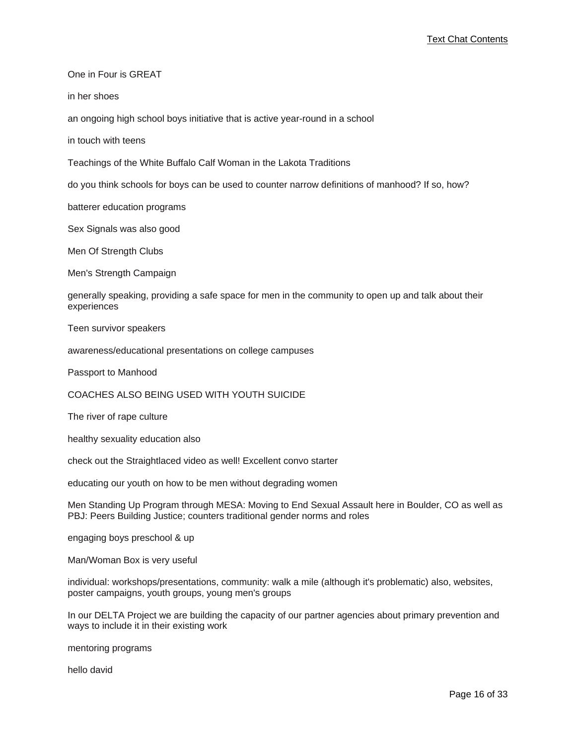One in Four is GREAT

in her shoes

an ongoing high school boys initiative that is active year-round in a school

in touch with teens

Teachings of the White Buffalo Calf Woman in the Lakota Traditions

do you think schools for boys can be used to counter narrow definitions of manhood? If so, how?

batterer education programs

Sex Signals was also good

Men Of Strength Clubs

Men's Strength Campaign

generally speaking, providing a safe space for men in the community to open up and talk about their experiences

Teen survivor speakers

awareness/educational presentations on college campuses

Passport to Manhood

COACHES ALSO BEING USED WITH YOUTH SUICIDE

The river of rape culture

healthy sexuality education also

check out the Straightlaced video as well! Excellent convo starter

educating our youth on how to be men without degrading women

Men Standing Up Program through MESA: Moving to End Sexual Assault here in Boulder, CO as well as PBJ: Peers Building Justice; counters traditional gender norms and roles

engaging boys preschool & up

Man/Woman Box is very useful

individual: workshops/presentations, community: walk a mile (although it's problematic) also, websites, poster campaigns, youth groups, young men's groups

In our DELTA Project we are building the capacity of our partner agencies about primary prevention and ways to include it in their existing work

mentoring programs

hello david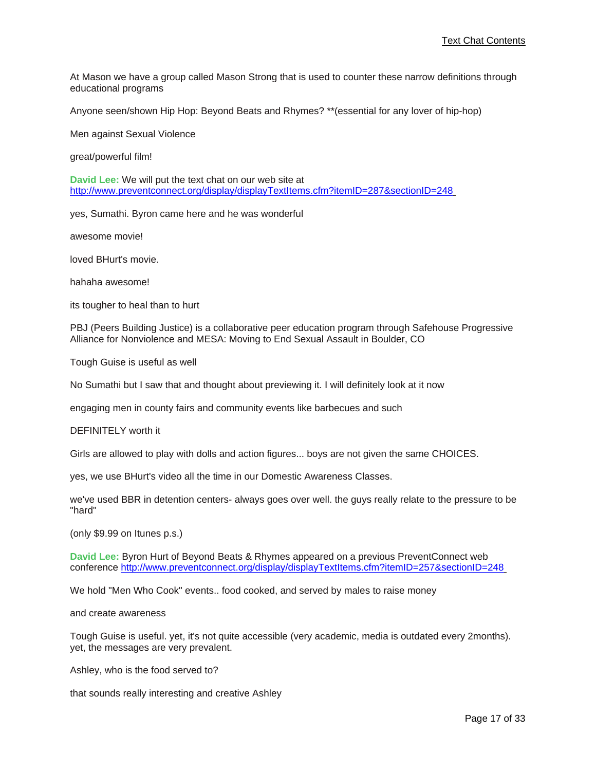At Mason we have a group called Mason Strong that is used to counter these narrow definitions through educational programs

Anyone seen/shown Hip Hop: Beyond Beats and Rhymes? **(essential for any lover of hip-hop)

Men against Sexual Violence

great/powerful film!

**David Lee:** We will put the text chat on our web site at [http://www.preventconnect.org/display/displayTextItems.cfm?itemID=287&sectionID=248](http://www.preventconnect.org/display/displayTextItems.cfm?itemID=287&sectionID=248)

yes, Sumathi. Byron came here and he was wonderful

awesome movie!

loved BHurt's movie.

hahaha awesome!

its tougher to heal than to hurt

PBJ (Peers Building Justice) is a collaborative peer education program through Safehouse Progressive Alliance for Nonviolence and MESA: Moving to End Sexual Assault in Boulder, CO

Tough Guise is useful as well

No Sumathi but I saw that and thought about previewing it. I will definitely look at it now

engaging men in county fairs and community events like barbecues and such

DEFINITELY worth it

Girls are allowed to play with dolls and action figures... boys are not given the same CHOICES.

yes, we use BHurt's video all the time in our Domestic Awareness Classes.

we've used BBR in detention centers- always goes over well. the guys really relate to the pressure to be "hard"

(only $9.99 on Itunes p.s.)

**David Lee:** Byron Hurt of Beyond Beats & Rhymes appeared on a previous PreventConnect web conference [http://www.preventconnect.org/display/displayTextItems.cfm?itemID=257&sectionID=248](http://www.preventconnect.org/display/displayTextItems.cfm?itemID=257&sectionID=248)

We hold "Men Who Cook" events.. food cooked, and served by males to raise money

and create awareness

Tough Guise is useful. yet, it's not quite accessible (very academic, media is outdated every 2months). yet, the messages are very prevalent.

Ashley, who is the food served to?

that sounds really interesting and creative Ashley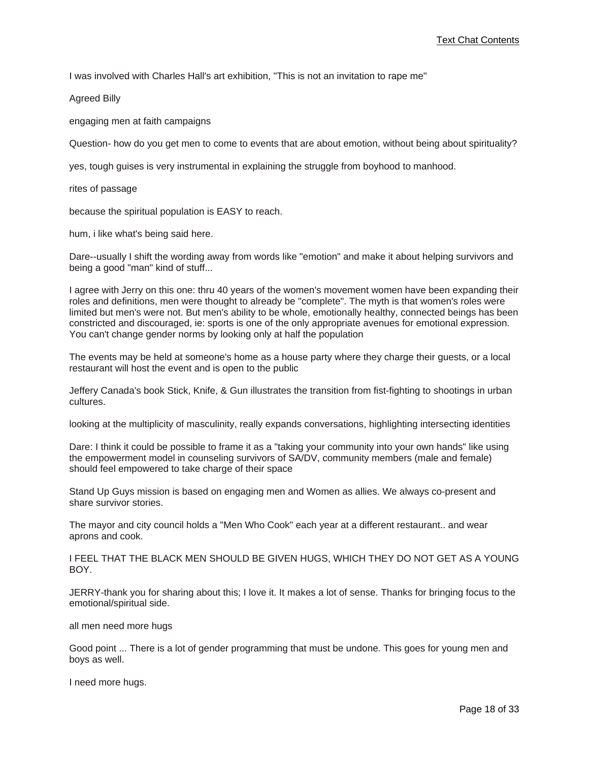I was involved with Charles Hall's art exhibition, "This is not an invitation to rape me"

Agreed Billy

engaging men at faith campaigns

Question- how do you get men to come to events that are about emotion, without being about spirituality?

yes, tough guises is very instrumental in explaining the struggle from boyhood to manhood.

rites of passage

because the spiritual population is EASY to reach.

hum, i like what's being said here.

Dare--usually I shift the wording away from words like "emotion" and make it about helping survivors and being a good "man" kind of stuff...

I agree with Jerry on this one: thru 40 years of the women's movement women have been expanding their roles and definitions, men were thought to already be "complete". The myth is that women's roles were limited but men's were not. But men's ability to be whole, emotionally healthy, connected beings has been constricted and discouraged, ie: sports is one of the only appropriate avenues for emotional expression. You can't change gender norms by looking only at half the population

The events may be held at someone's home as a house party where they charge their guests, or a local restaurant will host the event and is open to the public

Jeffery Canada's book Stick, Knife, & Gun illustrates the transition from fist-fighting to shootings in urban cultures.

looking at the multiplicity of masculinity, really expands conversations, highlighting intersecting identities

Dare: I think it could be possible to frame it as a "taking your community into your own hands" like using the empowerment model in counseling survivors of SA/DV, community members (male and female) should feel empowered to take charge of their space

Stand Up Guys mission is based on engaging men and Women as allies. We always co-present and share survivor stories.

The mayor and city council holds a "Men Who Cook" each year at a different restaurant.. and wear aprons and cook.

I FEEL THAT THE BLACK MEN SHOULD BE GIVEN HUGS, WHICH THEY DO NOT GET AS A YOUNG BOY.

JERRY-thank you for sharing about this; I love it. It makes a lot of sense. Thanks for bringing focus to the emotional/spiritual side.

all men need more hugs

Good point ... There is a lot of gender programming that must be undone. This goes for young men and boys as well.

I need more hugs.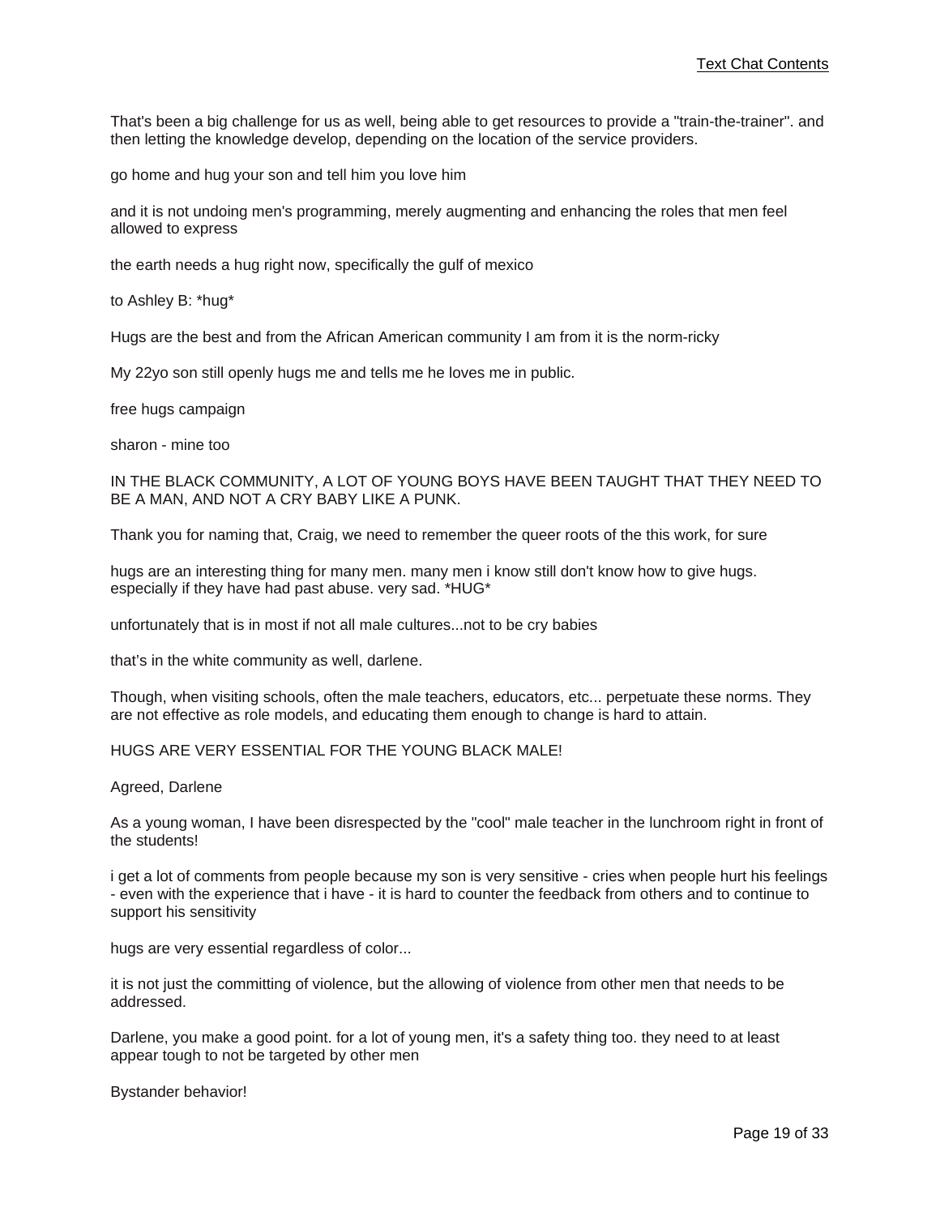That's been a big challenge for us as well, being able to get resources to provide a "train-the-trainer". and then letting the knowledge develop, depending on the location of the service providers.

go home and hug your son and tell him you love him

and it is not undoing men's programming, merely augmenting and enhancing the roles that men feel allowed to express

the earth needs a hug right now, specifically the gulf of mexico

to Ashley B: *hug*

Hugs are the best and from the African American community I am from it is the norm-ricky

My 22yo son still openly hugs me and tells me he loves me in public.

free hugs campaign

sharon - mine too

IN THE BLACK COMMUNITY, A LOT OF YOUNG BOYS HAVE BEEN TAUGHT THAT THEY NEED TO BE A MAN, AND NOT A CRY BABY LIKE A PUNK.

Thank you for naming that, Craig, we need to remember the queer roots of the this work, for sure

hugs are an interesting thing for many men. many men i know still don't know how to give hugs. especially if they have had past abuse. very sad. *HUG*

unfortunately that is in most if not all male cultures...not to be cry babies

that's in the white community as well, darlene.

Though, when visiting schools, often the male teachers, educators, etc... perpetuate these norms. They are not effective as role models, and educating them enough to change is hard to attain.

HUGS ARE VERY ESSENTIAL FOR THE YOUNG BLACK MALE!

Agreed, Darlene

As a young woman, I have been disrespected by the "cool" male teacher in the lunchroom right in front of the students!

i get a lot of comments from people because my son is very sensitive - cries when people hurt his feelings - even with the experience that i have - it is hard to counter the feedback from others and to continue to support his sensitivity

hugs are very essential regardless of color...

it is not just the committing of violence, but the allowing of violence from other men that needs to be addressed.

Darlene, you make a good point. for a lot of young men, it's a safety thing too. they need to at least appear tough to not be targeted by other men

Bystander behavior!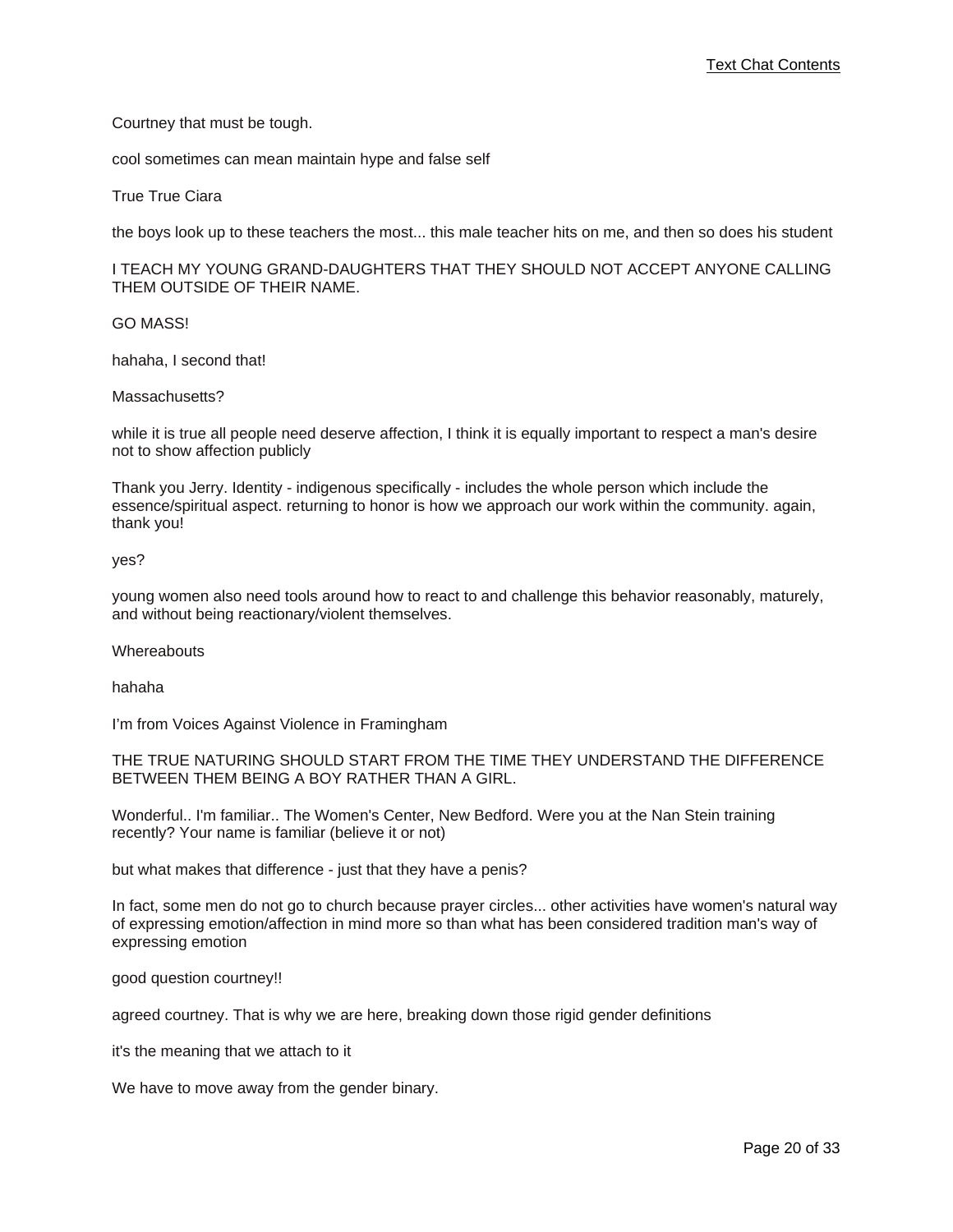Courtney that must be tough.

cool sometimes can mean maintain hype and false self

True True Ciara

the boys look up to these teachers the most... this male teacher hits on me, and then so does his student

I TEACH MY YOUNG GRAND-DAUGHTERS THAT THEY SHOULD NOT ACCEPT ANYONE CALLING THEM OUTSIDE OF THEIR NAME.

GO MASS!

hahaha, I second that!

Massachusetts?

while it is true all people need deserve affection, I think it is equally important to respect a man's desire not to show affection publicly

Thank you Jerry. Identity - indigenous specifically - includes the whole person which include the essence/spiritual aspect. returning to honor is how we approach our work within the community. again, thank you!

yes?

young women also need tools around how to react to and challenge this behavior reasonably, maturely, and without being reactionary/violent themselves.

Whereabouts

hahaha

I'm from Voices Against Violence in Framingham

THE TRUE NATURING SHOULD START FROM THE TIME THEY UNDERSTAND THE DIFFERENCE BETWEEN THEM BEING A BOY RATHER THAN A GIRL.

Wonderful.. I'm familiar.. The Women's Center, New Bedford. Were you at the Nan Stein training recently? Your name is familiar (believe it or not)

but what makes that difference - just that they have a penis?

In fact, some men do not go to church because prayer circles... other activities have women's natural way of expressing emotion/affection in mind more so than what has been considered tradition man's way of expressing emotion

good question courtney!!

agreed courtney. That is why we are here, breaking down those rigid gender definitions

it's the meaning that we attach to it

We have to move away from the gender binary.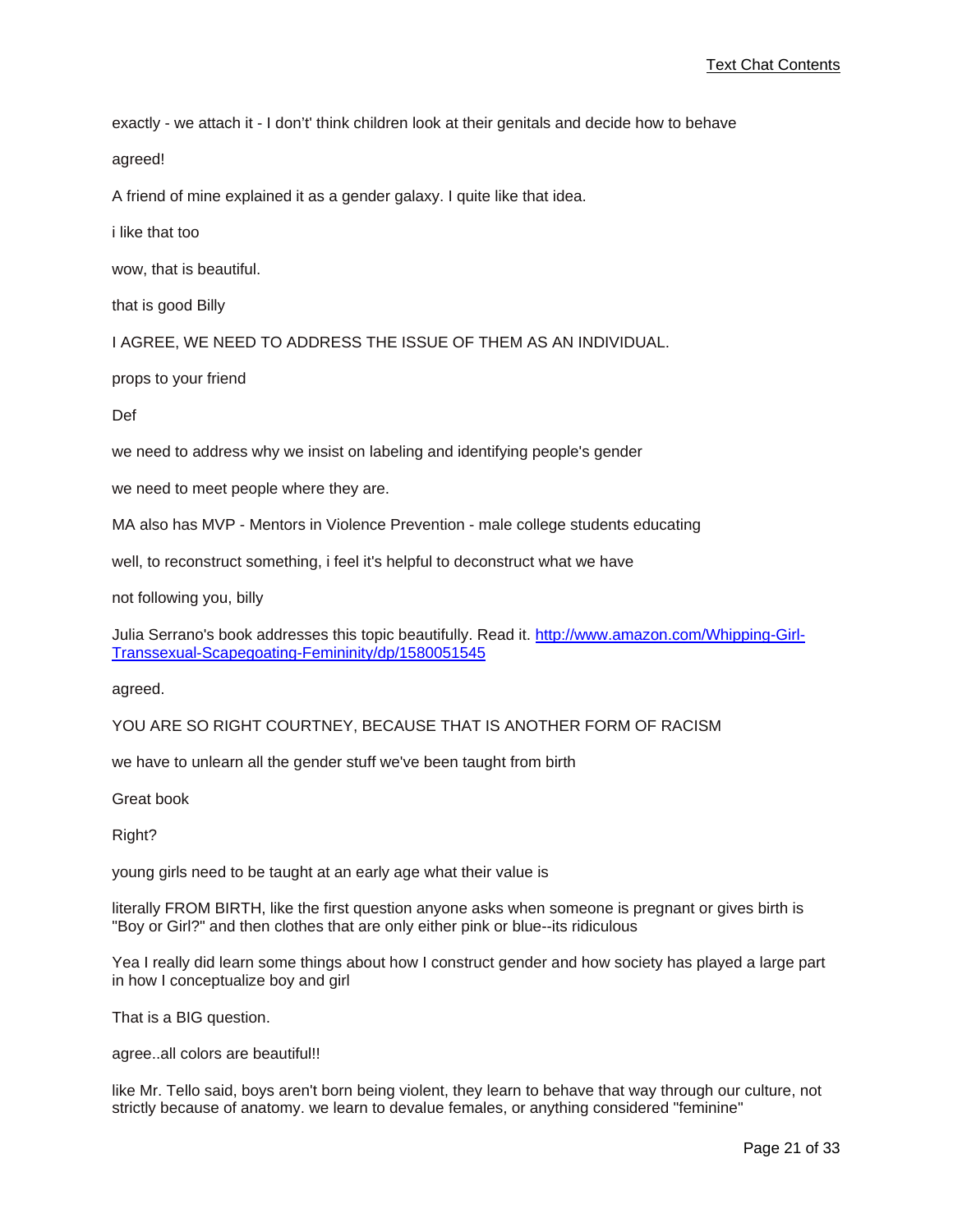exactly - we attach it - I don't't think children look at their genitals and decide how to behave

agreed!

A friend of mine explained it as a gender galaxy. I quite like that idea.

i like that too

wow, that is beautiful.

that is good Billy

I AGREE, WE NEED TO ADDRESS THE ISSUE OF THEM AS AN INDIVIDUAL.

props to your friend

Def

we need to address why we insist on labeling and identifying people's gender

we need to meet people where they are.

MA also has MVP - Mentors in Violence Prevention - male college students educating

well, to reconstruct something, i feel it's helpful to deconstruct what we have

not following you, billy

Julia Serrano's book addresses this topic beautifully. Read it. [http://www.amazon.com/Whipping-Girl-Transsexual-Scapegoating-Femininity/dp/1580051545](http://www.amazon.com/Whipping-Girl-Transsexual-Scapegoating-Femininity/dp/1580051545)

agreed.

YOU ARE SO RIGHT COURTNEY, BECAUSE THAT IS ANOTHER FORM OF RACISM

we have to unlearn all the gender stuff we've been taught from birth

Great book

Right?

young girls need to be taught at an early age what their value is

literally FROM BIRTH, like the first question anyone asks when someone is pregnant or gives birth is "Boy or Girl?" and then clothes that are only either pink or blue--its ridiculous

Yea I really did learn some things about how I construct gender and how society has played a large part in how I conceptualize boy and girl

That is a BIG question.

agree..all colors are beautiful!!

like Mr. Tello said, boys aren't born being violent, they learn to behave that way through our culture, not strictly because of anatomy. we learn to devalue females, or anything considered "feminine"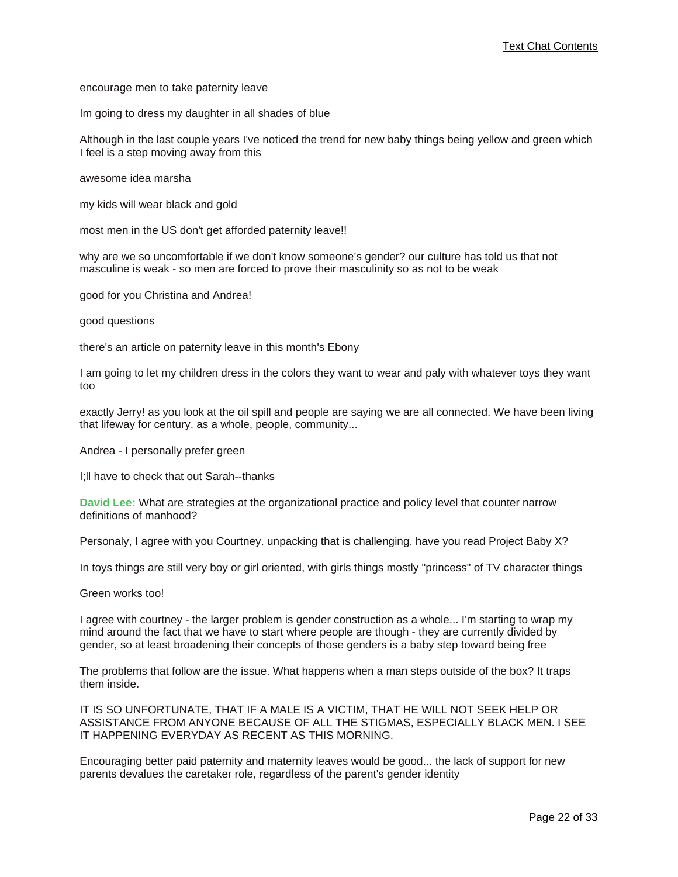encourage men to take paternity leave

Im going to dress my daughter in all shades of blue

Although in the last couple years I've noticed the trend for new baby things being yellow and green which I feel is a step moving away from this

awesome idea marsha

my kids will wear black and gold

most men in the US don't get afforded paternity leave!!

why are we so uncomfortable if we don't know someone's gender? our culture has told us that not masculine is weak - so men are forced to prove their masculinity so as not to be weak

good for you Christina and Andrea!

good questions

there's an article on paternity leave in this month's Ebony

I am going to let my children dress in the colors they want to wear and paly with whatever toys they want too

exactly Jerry! as you look at the oil spill and people are saying we are all connected. We have been living that lifeway for century. as a whole, people, community...

Andrea - I personally prefer green

I;ll have to check that out Sarah--thanks

**David Lee:** What are strategies at the organizational practice and policy level that counter narrow definitions of manhood?

Personaly, I agree with you Courtney. unpacking that is challenging. have you read Project Baby X?

In toys things are still very boy or girl oriented, with girls things mostly "princess" of TV character things

Green works too!

I agree with courtney - the larger problem is gender construction as a whole... I'm starting to wrap my mind around the fact that we have to start where people are though - they are currently divided by gender, so at least broadening their concepts of those genders is a baby step toward being free

The problems that follow are the issue. What happens when a man steps outside of the box? It traps them inside.

IT IS SO UNFORTUNATE, THAT IF A MALE IS A VICTIM, THAT HE WILL NOT SEEK HELP OR ASSISTANCE FROM ANYONE BECAUSE OF ALL THE STIGMAS, ESPECIALLY BLACK MEN. I SEE IT HAPPENING EVERYDAY AS RECENT AS THIS MORNING.

Encouraging better paid paternity and maternity leaves would be good... the lack of support for new parents devalues the caretaker role, regardless of the parent's gender identity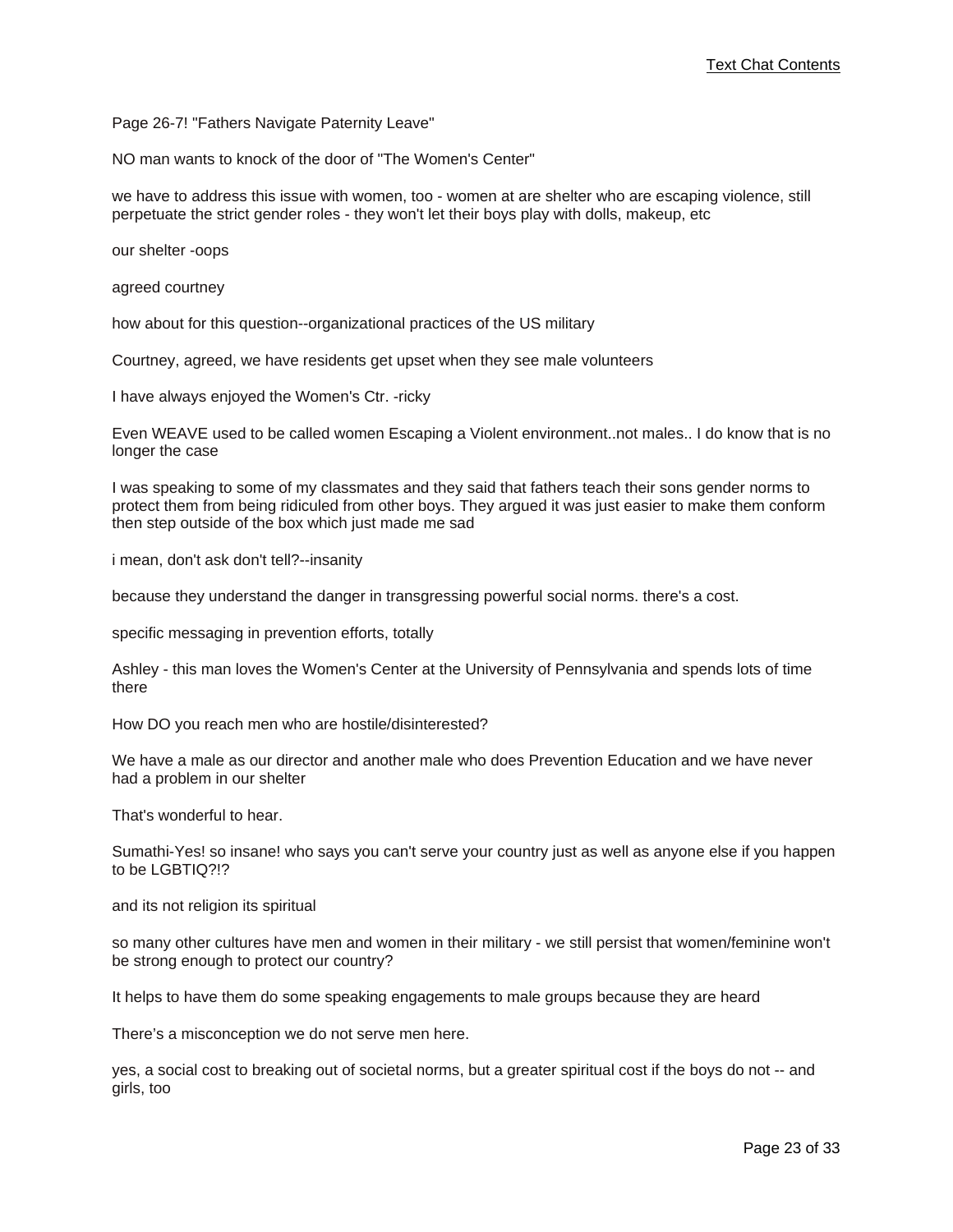Page 26-7! "Fathers Navigate Paternity Leave"

NO man wants to knock of the door of "The Women's Center"

we have to address this issue with women, too - women at are shelter who are escaping violence, still perpetuate the strict gender roles - they won't let their boys play with dolls, makeup, etc

our shelter -oops

agreed courtney

how about for this question--organizational practices of the US military

Courtney, agreed, we have residents get upset when they see male volunteers

I have always enjoyed the Women's Ctr. -ricky

Even WEAVE used to be called women Escaping a Violent environment..not males.. I do know that is no longer the case

I was speaking to some of my classmates and they said that fathers teach their sons gender norms to protect them from being ridiculed from other boys. They argued it was just easier to make them conform then step outside of the box which just made me sad

i mean, don't ask don't tell?--insanity

because they understand the danger in transgressing powerful social norms. there's a cost.

specific messaging in prevention efforts, totally

Ashley - this man loves the Women's Center at the University of Pennsylvania and spends lots of time there

How DO you reach men who are hostile/disinterested?

We have a male as our director and another male who does Prevention Education and we have never had a problem in our shelter

That's wonderful to hear.

Sumathi-Yes! so insane! who says you can't serve your country just as well as anyone else if you happen to be LGBTIQ?!?

and its not religion its spiritual

so many other cultures have men and women in their military - we still persist that women/feminine won't be strong enough to protect our country?

It helps to have them do some speaking engagements to male groups because they are heard

There's a misconception we do not serve men here.

yes, a social cost to breaking out of societal norms, but a greater spiritual cost if the boys do not -- and girls, too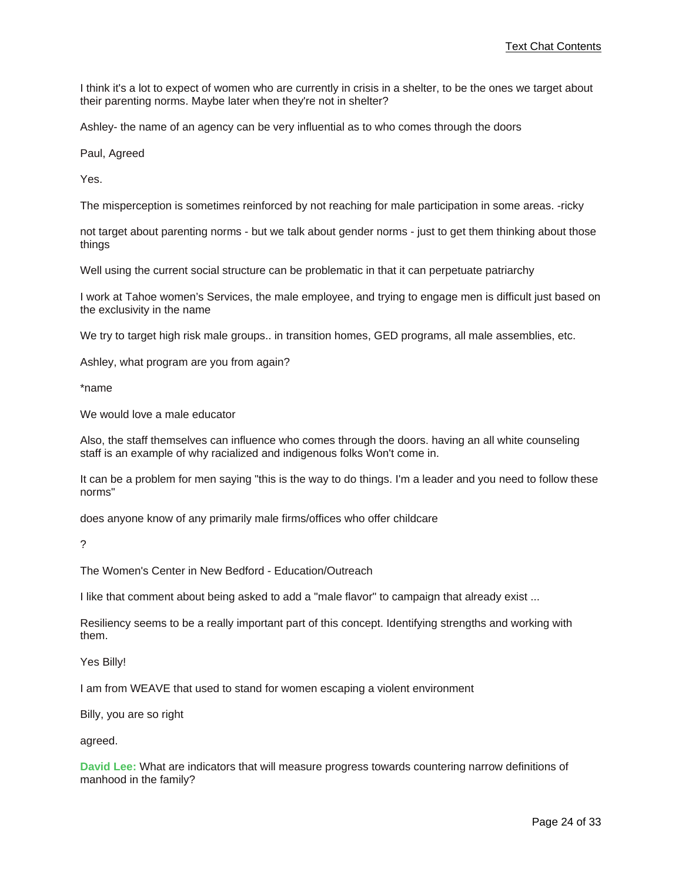I think it's a lot to expect of women who are currently in crisis in a shelter, to be the ones we target about their parenting norms. Maybe later when they're not in shelter?

Ashley- the name of an agency can be very influential as to who comes through the doors

Paul, Agreed

Yes.

The misperception is sometimes reinforced by not reaching for male participation in some areas. -ricky

not target about parenting norms - but we talk about gender norms - just to get them thinking about those things

Well using the current social structure can be problematic in that it can perpetuate patriarchy

I work at Tahoe women's Services, the male employee, and trying to engage men is difficult just based on the exclusivity in the name

We try to target high risk male groups.. in transition homes, GED programs, all male assemblies, etc.

Ashley, what program are you from again?

*name

We would love a male educator

Also, the staff themselves can influence who comes through the doors. having an all white counseling staff is an example of why racialized and indigenous folks Won't come in.

It can be a problem for men saying "this is the way to do things. I'm a leader and you need to follow these norms"

does anyone know of any primarily male firms/offices who offer childcare

?

The Women's Center in New Bedford - Education/Outreach

I like that comment about being asked to add a "male flavor" to campaign that already exist ...

Resiliency seems to be a really important part of this concept. Identifying strengths and working with them.

Yes Billy!

I am from WEAVE that used to stand for women escaping a violent environment

Billy, you are so right

agreed.

**David Lee:** What are indicators that will measure progress towards countering narrow definitions of manhood in the family?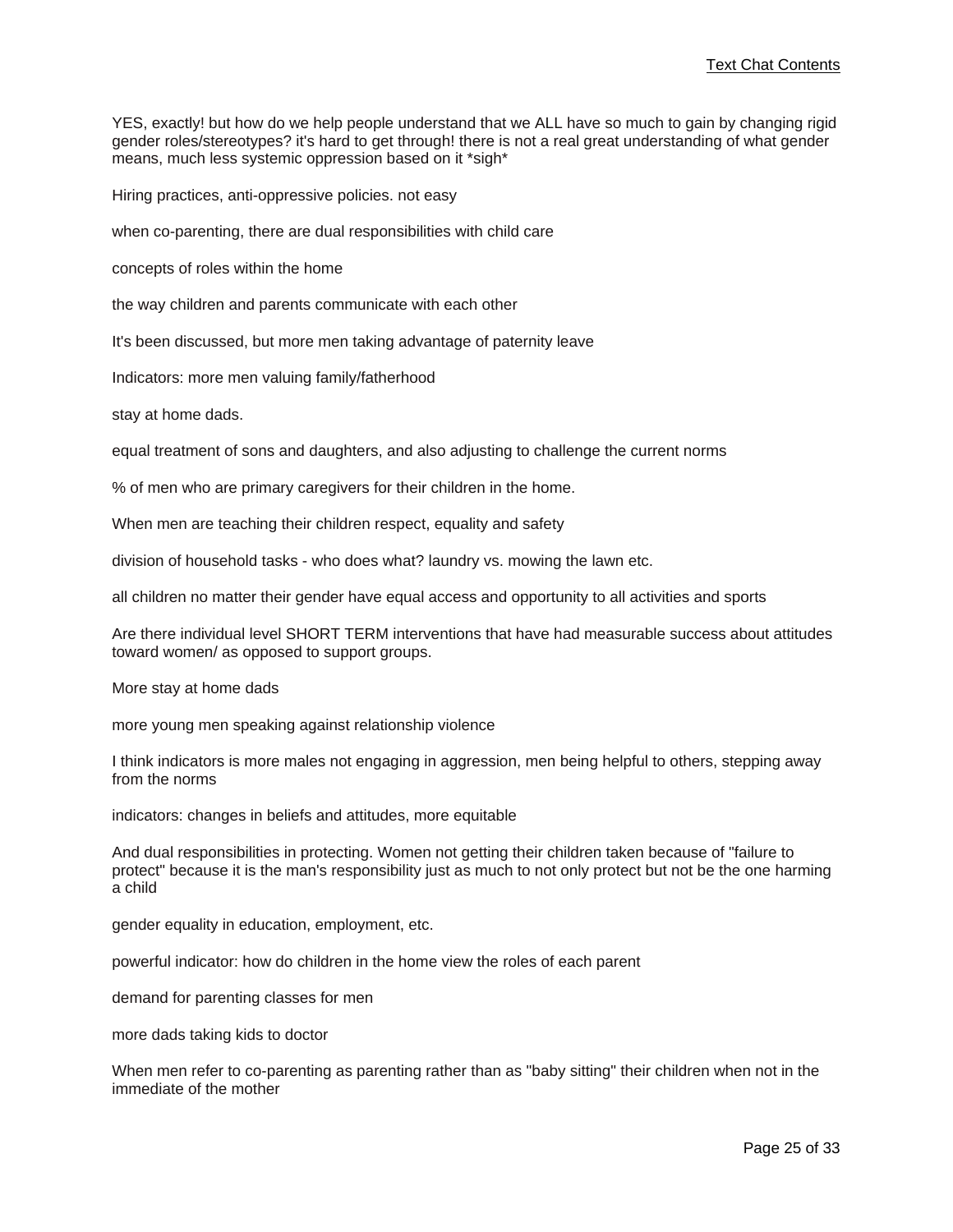YES, exactly! but how do we help people understand that we ALL have so much to gain by changing rigid gender roles/stereotypes? it's hard to get through! there is not a real great understanding of what gender means, much less systemic oppression based on it *sigh*

Hiring practices, anti-oppressive policies. not easy

when co-parenting, there are dual responsibilities with child care

concepts of roles within the home

the way children and parents communicate with each other

It's been discussed, but more men taking advantage of paternity leave

Indicators: more men valuing family/fatherhood

stay at home dads.

equal treatment of sons and daughters, and also adjusting to challenge the current norms

% of men who are primary caregivers for their children in the home.

When men are teaching their children respect, equality and safety

division of household tasks - who does what? laundry vs. mowing the lawn etc.

all children no matter their gender have equal access and opportunity to all activities and sports

Are there individual level SHORT TERM interventions that have had measurable success about attitudes toward women/ as opposed to support groups.

More stay at home dads

more young men speaking against relationship violence

I think indicators is more males not engaging in aggression, men being helpful to others, stepping away from the norms

indicators: changes in beliefs and attitudes, more equitable

And dual responsibilities in protecting. Women not getting their children taken because of "failure to protect" because it is the man's responsibility just as much to not only protect but not be the one harming a child

gender equality in education, employment, etc.

powerful indicator: how do children in the home view the roles of each parent

demand for parenting classes for men

more dads taking kids to doctor

When men refer to co-parenting as parenting rather than as "baby sitting" their children when not in the immediate of the mother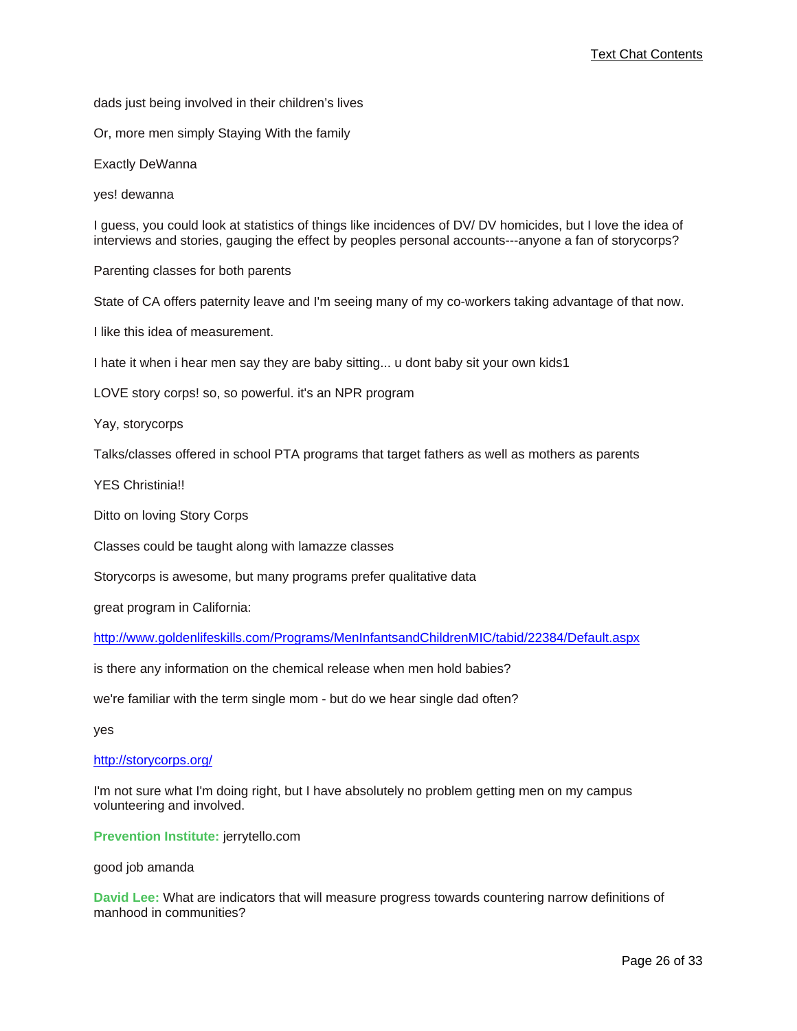dads just being involved in their children's lives

Or, more men simply Staying With the family

Exactly DeWanna

yes! dewanna

I guess, you could look at statistics of things like incidences of DV/ DV homicides, but I love the idea of interviews and stories, gauging the effect by peoples personal accounts---anyone a fan of storycorps?

Parenting classes for both parents

State of CA offers paternity leave and I'm seeing many of my co-workers taking advantage of that now.

I like this idea of measurement.

I hate it when i hear men say they are baby sitting... u dont baby sit your own kids1

LOVE story corps! so, so powerful. it's an NPR program

Yay, storycorps

Talks/classes offered in school PTA programs that target fathers as well as mothers as parents

YES Christinia!!

Ditto on loving Story Corps

Classes could be taught along with lamazze classes

Storycorps is awesome, but many programs prefer qualitative data

great program in California:

http://www.goldenlifeskills.com/Programs/MenInfantsandChildrenMIC/tabid/22384/Default.aspx

is there any information on the chemical release when men hold babies?

we're familiar with the term single mom - but do we hear single dad often?

yes

http://storycorps.org/

I'm not sure what I'm doing right, but I have absolutely no problem getting men on my campus volunteering and involved.

**Prevention Institute:** jerrytello.com

good job amanda

**David Lee:** What are indicators that will measure progress towards countering narrow definitions of manhood in communities?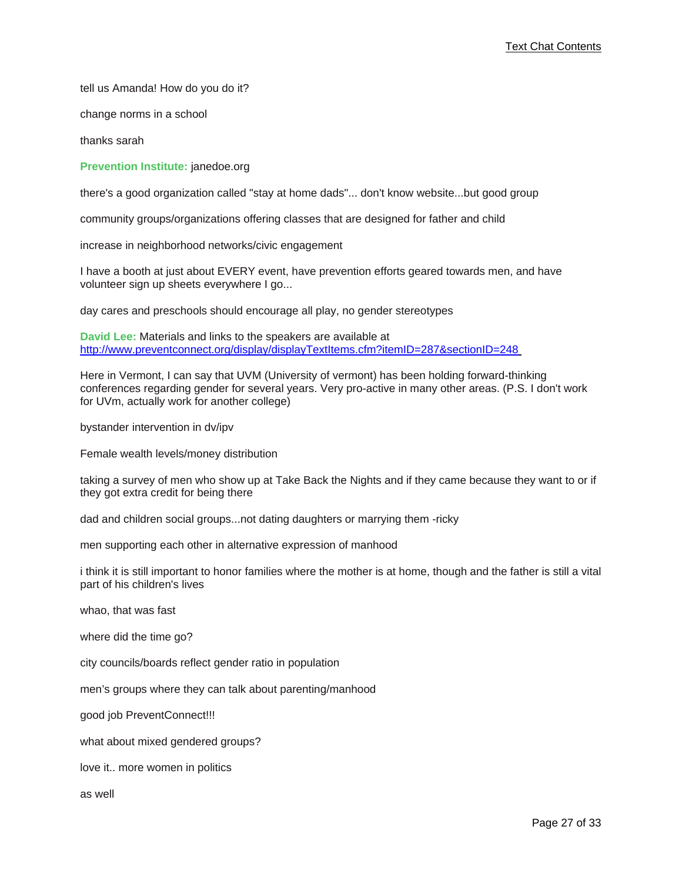tell us Amanda! How do you do it?

change norms in a school

thanks sarah

**Prevention Institute:** janedoe.org

there's a good organization called "stay at home dads"... don't know website...but good group

community groups/organizations offering classes that are designed for father and child

increase in neighborhood networks/civic engagement

I have a booth at just about EVERY event, have prevention efforts geared towards men, and have volunteer sign up sheets everywhere I go...

day cares and preschools should encourage all play, no gender stereotypes

**David Lee:** Materials and links to the speakers are available at [http://www.preventconnect.org/display/displayTextItems.cfm?itemID=287&sectionID=248](http://www.preventconnect.org/display/displayTextItems.cfm?itemID=287&sectionID=248)

Here in Vermont, I can say that UVM (University of vermont) has been holding forward-thinking conferences regarding gender for several years. Very pro-active in many other areas. (P.S. I don't work for UVm, actually work for another college)

bystander intervention in dv/ipv

Female wealth levels/money distribution

taking a survey of men who show up at Take Back the Nights and if they came because they want to or if they got extra credit for being there

dad and children social groups...not dating daughters or marrying them -ricky

men supporting each other in alternative expression of manhood

i think it is still important to honor families where the mother is at home, though and the father is still a vital part of his children's lives

whao, that was fast

where did the time go?

city councils/boards reflect gender ratio in population

men's groups where they can talk about parenting/manhood

good job PreventConnect!!!

what about mixed gendered groups?

love it.. more women in politics

as well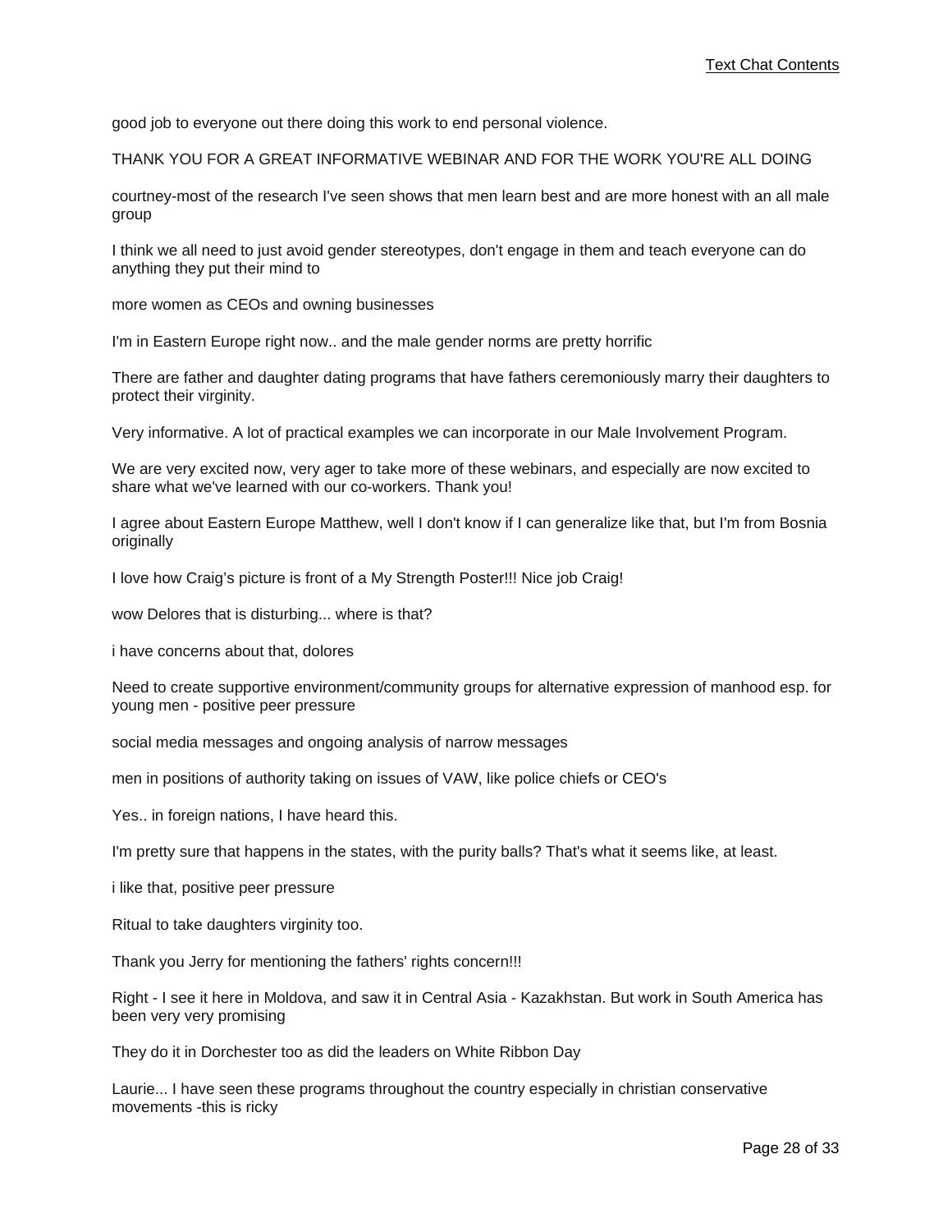good job to everyone out there doing this work to end personal violence.

THANK YOU FOR A GREAT INFORMATIVE WEBINAR AND FOR THE WORK YOU'RE ALL DOING

courtney-most of the research I've seen shows that men learn best and are more honest with an all male group

I think we all need to just avoid gender stereotypes, don't engage in them and teach everyone can do anything they put their mind to

more women as CEOs and owning businesses

I'm in Eastern Europe right now.. and the male gender norms are pretty horrific

There are father and daughter dating programs that have fathers ceremoniously marry their daughters to protect their virginity.

Very informative. A lot of practical examples we can incorporate in our Male Involvement Program.

We are very excited now, very ager to take more of these webinars, and especially are now excited to share what we've learned with our co-workers. Thank you!

I agree about Eastern Europe Matthew, well I don't know if I can generalize like that, but I'm from Bosnia originally

I love how Craig's picture is front of a My Strength Poster!!! Nice job Craig!

wow Delores that is disturbing... where is that?

i have concerns about that, dolores

Need to create supportive environment/community groups for alternative expression of manhood esp. for young men - positive peer pressure

social media messages and ongoing analysis of narrow messages

men in positions of authority taking on issues of VAW, like police chiefs or CEO's

Yes.. in foreign nations, I have heard this.

I'm pretty sure that happens in the states, with the purity balls? That's what it seems like, at least.

i like that, positive peer pressure

Ritual to take daughters virginity too.

Thank you Jerry for mentioning the fathers' rights concern!!!

Right - I see it here in Moldova, and saw it in Central Asia - Kazakhstan. But work in South America has been very very promising

They do it in Dorchester too as did the leaders on White Ribbon Day

Laurie... I have seen these programs throughout the country especially in christian conservative movements -this is ricky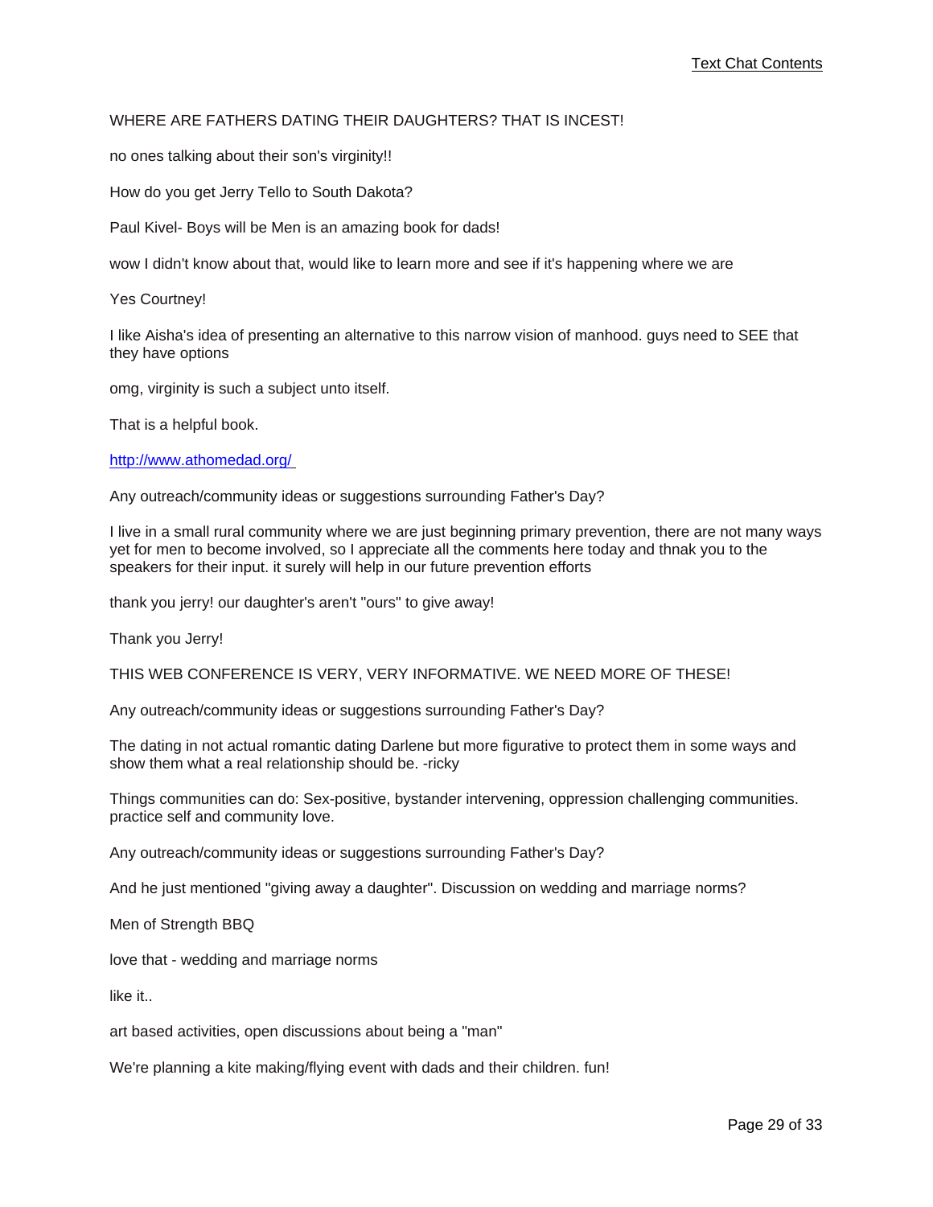WHERE ARE FATHERS DATING THEIR DAUGHTERS? THAT IS INCEST!

no ones talking about their son's virginity!!

How do you get Jerry Tello to South Dakota?

Paul Kivel- Boys will be Men is an amazing book for dads!

wow I didn't know about that, would like to learn more and see if it's happening where we are

Yes Courtney!

I like Aisha's idea of presenting an alternative to this narrow vision of manhood. guys need to SEE that they have options

omg, virginity is such a subject unto itself.

That is a helpful book.

http://www.athomedad.org/

Any outreach/community ideas or suggestions surrounding Father's Day?

I live in a small rural community where we are just beginning primary prevention, there are not many ways yet for men to become involved, so I appreciate all the comments here today and thnak you to the speakers for their input. it surely will help in our future prevention efforts

thank you jerry! our daughter's aren't "ours" to give away!

Thank you Jerry!

THIS WEB CONFERENCE IS VERY, VERY INFORMATIVE. WE NEED MORE OF THESE!

Any outreach/community ideas or suggestions surrounding Father's Day?

The dating in not actual romantic dating Darlene but more figurative to protect them in some ways and show them what a real relationship should be. -ricky

Things communities can do: Sex-positive, bystander intervening, oppression challenging communities. practice self and community love.

Any outreach/community ideas or suggestions surrounding Father's Day?

And he just mentioned "giving away a daughter". Discussion on wedding and marriage norms?

Men of Strength BBQ

love that - wedding and marriage norms

like it..

art based activities, open discussions about being a "man"

We're planning a kite making/flying event with dads and their children. fun!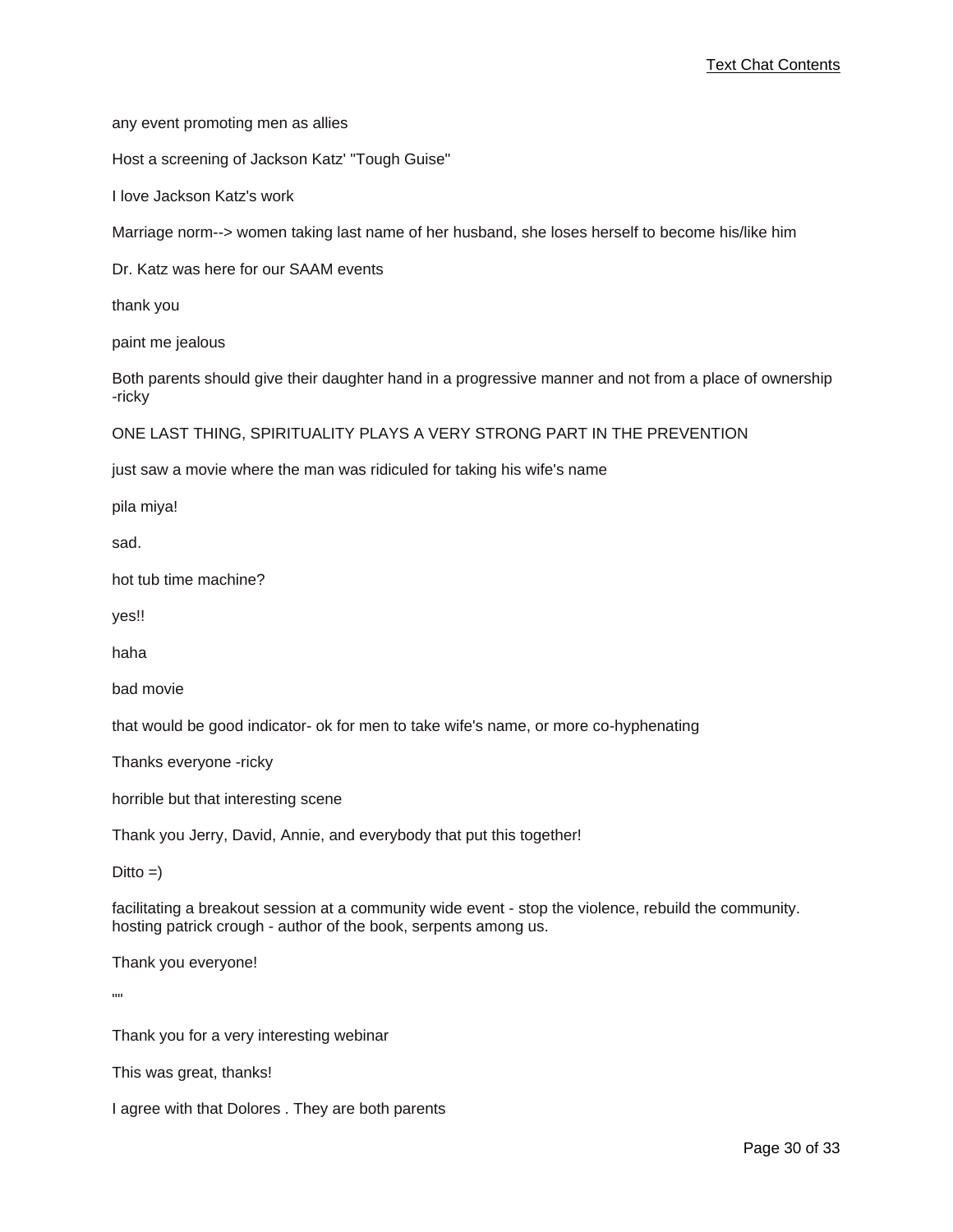any event promoting men as allies

Host a screening of Jackson Katz' "Tough Guise"

I love Jackson Katz's work

Marriage norm--> women taking last name of her husband, she loses herself to become his/like him

Dr. Katz was here for our SAAM events

thank you

paint me jealous

Both parents should give their daughter hand in a progressive manner and not from a place of ownership -ricky

ONE LAST THING, SPIRITUALITY PLAYS A VERY STRONG PART IN THE PREVENTION

just saw a movie where the man was ridiculed for taking his wife's name

pila miya!

sad.

hot tub time machine?

yes!!

haha

bad movie

that would be good indicator- ok for men to take wife's name, or more co-hyphenating

Thanks everyone -ricky

horrible but that interesting scene

Thank you Jerry, David, Annie, and everybody that put this together!

Ditto =)

facilitating a breakout session at a community wide event - stop the violence, rebuild the community. hosting patrick crough - author of the book, serpents among us.

Thank you everyone!

""

Thank you for a very interesting webinar

This was great, thanks!

I agree with that Dolores . They are both parents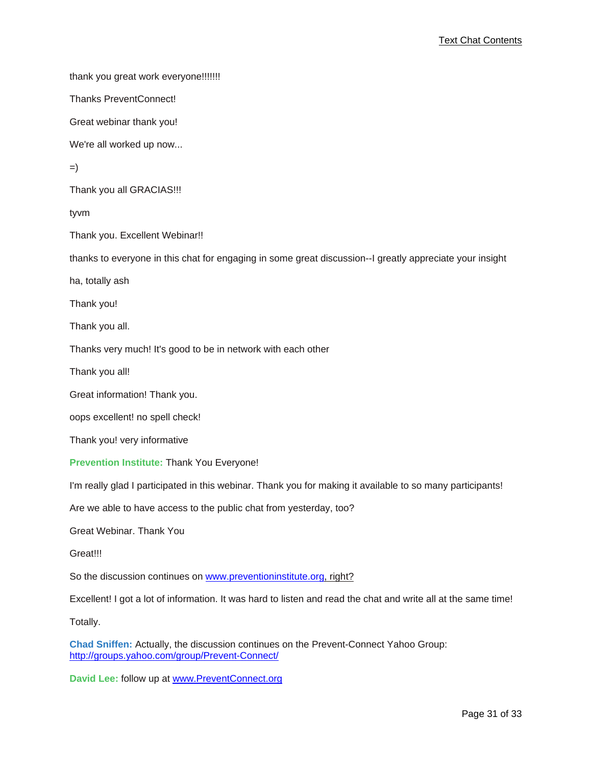thank you great work everyone!!!!!!!

Thanks PreventConnect!

Great webinar thank you!

We're all worked up now...

=)

Thank you all GRACIAS!!!

tyvm

Thank you. Excellent Webinar!!

thanks to everyone in this chat for engaging in some great discussion--I greatly appreciate your insight

ha, totally ash

Thank you!

Thank you all.

Thanks very much! It's good to be in network with each other

Thank you all!

Great information! Thank you.

oops excellent! no spell check!

Thank you! very informative

**Prevention Institute:** Thank You Everyone!

I'm really glad I participated in this webinar. Thank you for making it available to so many participants!

Are we able to have access to the public chat from yesterday, too?

Great Webinar. Thank You

Great!!!

So the discussion continues on [www.preventioninstitute.org](http://www.preventioninstitute.org), right?

Excellent! I got a lot of information. It was hard to listen and read the chat and write all at the same time!

Totally.

**Chad Sniffen:** Actually, the discussion continues on the Prevent-Connect Yahoo Group: [http://groups.yahoo.com/group/Prevent-Connect/](http://groups.yahoo.com/group/Prevent-Connect/)

**David Lee:** follow up at [www.PreventConnect.org](http://www.PreventConnect.org)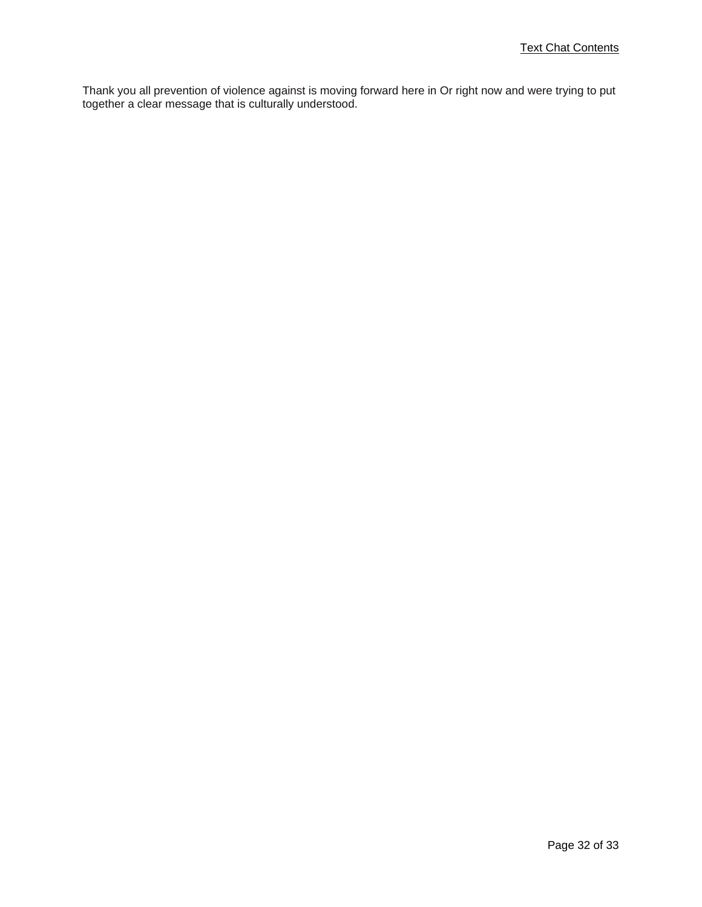Thank you all prevention of violence against is moving forward here in Or right now and were trying to put together a clear message that is culturally understood.